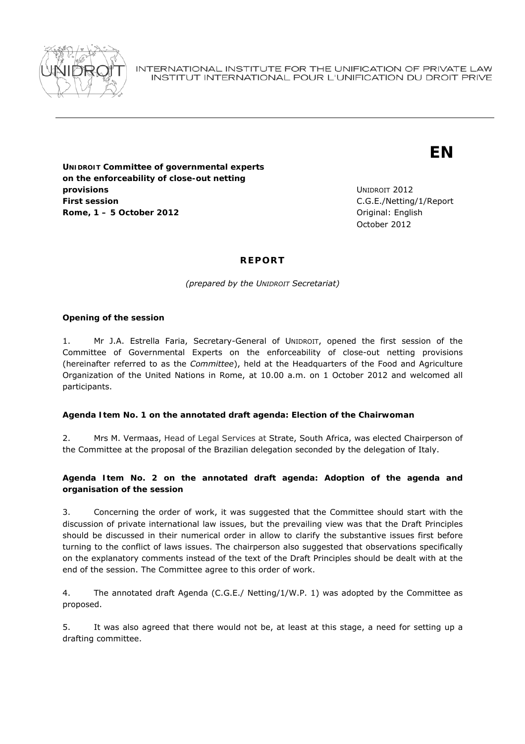INTERNATIONAL INSTITUTE FOR THE UNIFICATION OF PRIVATE LAW
INSTITUT INTERNATIONAL POUR L'UNIFICATION DU DROIT PRIVE

**EN**

**UNIDROIT Committee of governmental experts on the enforceability of close-out netting provisions**
**First session**
**Rome, 1 – 5 October 2012**

UNIDROIT 2012
C.G.E./Netting/1/Report
Original: English
October 2012

# REPORT

*(prepared by the UNIDROIT Secretariat)*

**Opening of the session**

1. Mr J.A. Estrella Faria, Secretary-General of UNIDROIT, opened the first session of the Committee of Governmental Experts on the enforceability of close-out netting provisions (hereinafter referred to as the *Committee*), held at the Headquarters of the Food and Agriculture Organization of the United Nations in Rome, at 10.00 a.m. on 1 October 2012 and welcomed all participants.

**Agenda Item No. 1 on the annotated draft agenda: Election of the Chairwoman**

2. Mrs M. Vermaas, Head of Legal Services at Strate, South Africa, was elected Chairperson of the Committee at the proposal of the Brazilian delegation seconded by the delegation of Italy.

**Agenda Item No. 2 on the annotated draft agenda: Adoption of the agenda and organisation of the session**

3. Concerning the order of work, it was suggested that the Committee should start with the discussion of private international law issues, but the prevailing view was that the Draft Principles should be discussed in their numerical order in allow to clarify the substantive issues first before turning to the conflict of laws issues. The chairperson also suggested that observations specifically on the explanatory comments instead of the text of the Draft Principles should be dealt with at the end of the session. The Committee agree to this order of work.

4. The annotated draft Agenda (C.G.E./ Netting/1/W.P. 1) was adopted by the Committee as proposed.

5. It was also agreed that there would not be, at least at this stage, a need for setting up a drafting committee.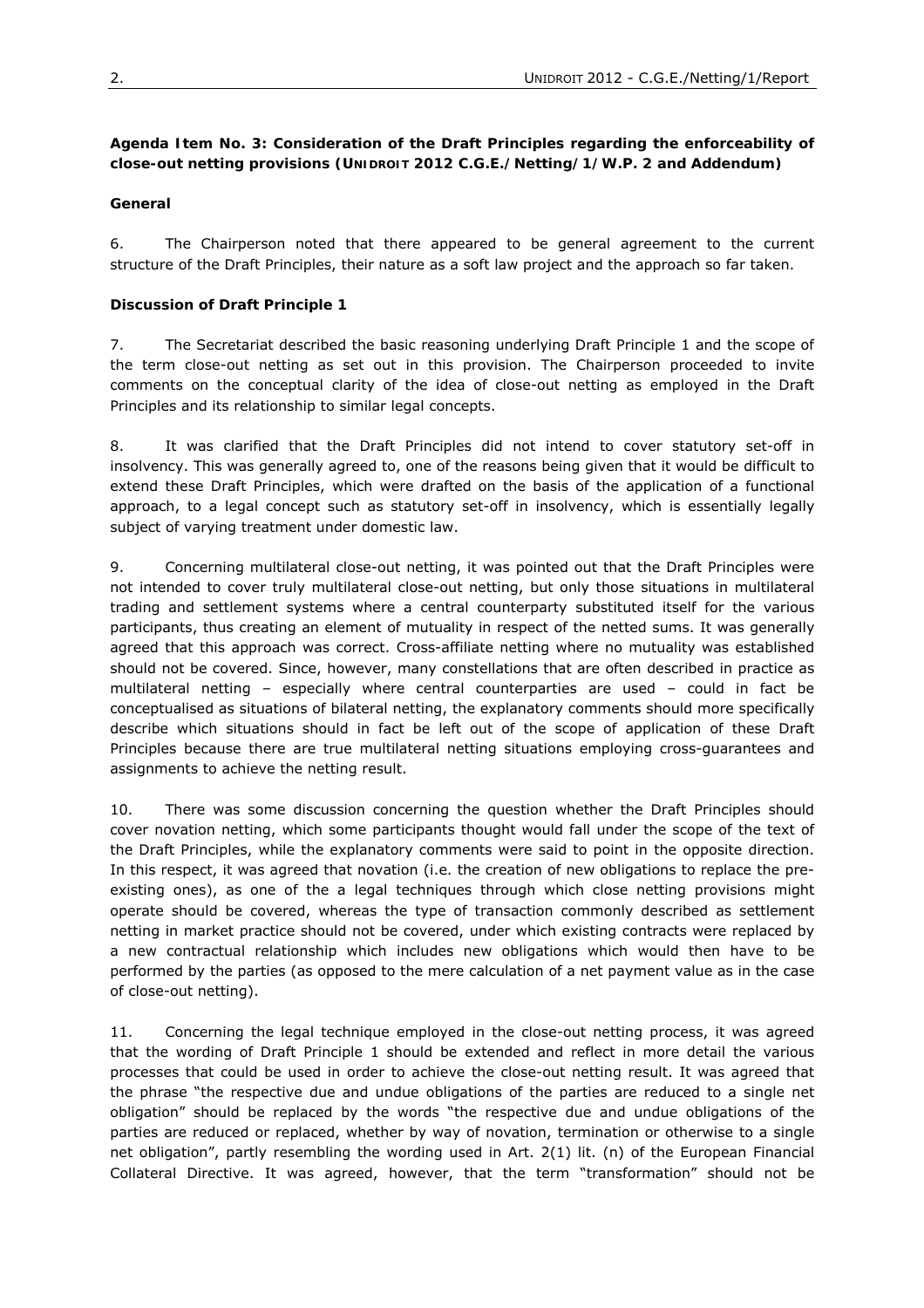**Agenda Item No. 3: Consideration of the Draft Principles regarding the enforceability of close-out netting provisions (UNIDROIT 2012 C.G.E./Netting/1/W.P. 2 and Addendum)**

**General**

6. The Chairperson noted that there appeared to be general agreement to the current structure of the Draft Principles, their nature as a soft law project and the approach so far taken.

**Discussion of Draft Principle 1**

7. The Secretariat described the basic reasoning underlying Draft Principle 1 and the scope of the term close-out netting as set out in this provision. The Chairperson proceeded to invite comments on the conceptual clarity of the idea of close-out netting as employed in the Draft Principles and its relationship to similar legal concepts.

8. It was clarified that the Draft Principles did not intend to cover statutory set-off in insolvency. This was generally agreed to, one of the reasons being given that it would be difficult to extend these Draft Principles, which were drafted on the basis of the application of a functional approach, to a legal concept such as statutory set-off in insolvency, which is essentially legally subject of varying treatment under domestic law.

9. Concerning multilateral close-out netting, it was pointed out that the Draft Principles were not intended to cover truly multilateral close-out netting, but only those situations in multilateral trading and settlement systems where a central counterparty substituted itself for the various participants, thus creating an element of mutuality in respect of the netted sums. It was generally agreed that this approach was correct. Cross-affiliate netting where no mutuality was established should not be covered. Since, however, many constellations that are often described in practice as multilateral netting – especially where central counterparties are used – could in fact be conceptualised as situations of bilateral netting, the explanatory comments should more specifically describe which situations should in fact be left out of the scope of application of these Draft Principles because there are true multilateral netting situations employing cross-guarantees and assignments to achieve the netting result.

10. There was some discussion concerning the question whether the Draft Principles should cover novation netting, which some participants thought would fall under the scope of the text of the Draft Principles, while the explanatory comments were said to point in the opposite direction. In this respect, it was agreed that novation (i.e. the creation of new obligations to replace the pre-existing ones), as one of the a legal techniques through which close netting provisions might operate should be covered, whereas the type of transaction commonly described as settlement netting in market practice should not be covered, under which existing contracts were replaced by a new contractual relationship which includes new obligations which would then have to be performed by the parties (as opposed to the mere calculation of a net payment value as in the case of close-out netting).

11. Concerning the legal technique employed in the close-out netting process, it was agreed that the wording of Draft Principle 1 should be extended and reflect in more detail the various processes that could be used in order to achieve the close-out netting result. It was agreed that the phrase "the respective due and undue obligations of the parties are reduced to a single net obligation" should be replaced by the words "the respective due and undue obligations of the parties are reduced or replaced, whether by way of novation, termination or otherwise to a single net obligation", partly resembling the wording used in Art. 2(1) lit. (n) of the European Financial Collateral Directive. It was agreed, however, that the term "transformation" should not be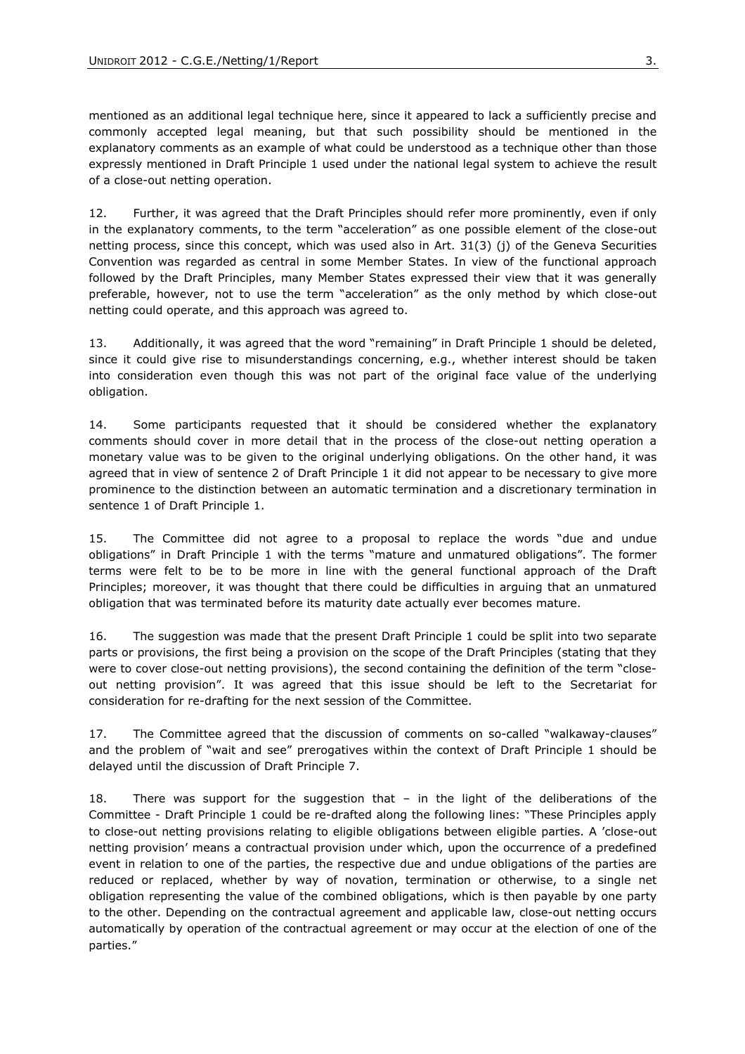mentioned as an additional legal technique here, since it appeared to lack a sufficiently precise and commonly accepted legal meaning, but that such possibility should be mentioned in the explanatory comments as an example of what could be understood as a technique other than those expressly mentioned in Draft Principle 1 used under the national legal system to achieve the result of a close-out netting operation.

12. Further, it was agreed that the Draft Principles should refer more prominently, even if only in the explanatory comments, to the term "acceleration" as one possible element of the close-out netting process, since this concept, which was used also in Art. 31(3) (j) of the Geneva Securities Convention was regarded as central in some Member States. In view of the functional approach followed by the Draft Principles, many Member States expressed their view that it was generally preferable, however, not to use the term "acceleration" as the only method by which close-out netting could operate, and this approach was agreed to.

13. Additionally, it was agreed that the word "remaining" in Draft Principle 1 should be deleted, since it could give rise to misunderstandings concerning, e.g., whether interest should be taken into consideration even though this was not part of the original face value of the underlying obligation.

14. Some participants requested that it should be considered whether the explanatory comments should cover in more detail that in the process of the close-out netting operation a monetary value was to be given to the original underlying obligations. On the other hand, it was agreed that in view of sentence 2 of Draft Principle 1 it did not appear to be necessary to give more prominence to the distinction between an automatic termination and a discretionary termination in sentence 1 of Draft Principle 1.

15. The Committee did not agree to a proposal to replace the words "due and undue obligations" in Draft Principle 1 with the terms "mature and unmatured obligations". The former terms were felt to be to be more in line with the general functional approach of the Draft Principles; moreover, it was thought that there could be difficulties in arguing that an unmatured obligation that was terminated before its maturity date actually ever becomes mature.

16. The suggestion was made that the present Draft Principle 1 could be split into two separate parts or provisions, the first being a provision on the scope of the Draft Principles (stating that they were to cover close-out netting provisions), the second containing the definition of the term "close-out netting provision". It was agreed that this issue should be left to the Secretariat for consideration for re-drafting for the next session of the Committee.

17. The Committee agreed that the discussion of comments on so-called "walkaway-clauses" and the problem of "wait and see" prerogatives within the context of Draft Principle 1 should be delayed until the discussion of Draft Principle 7.

18. There was support for the suggestion that – in the light of the deliberations of the Committee - Draft Principle 1 could be re-drafted along the following lines: "These Principles apply to close-out netting provisions relating to eligible obligations between eligible parties. A 'close-out netting provision' means a contractual provision under which, upon the occurrence of a predefined event in relation to one of the parties, the respective due and undue obligations of the parties are reduced or replaced, whether by way of novation, termination or otherwise, to a single net obligation representing the value of the combined obligations, which is then payable by one party to the other. Depending on the contractual agreement and applicable law, close-out netting occurs automatically by operation of the contractual agreement or may occur at the election of one of the parties."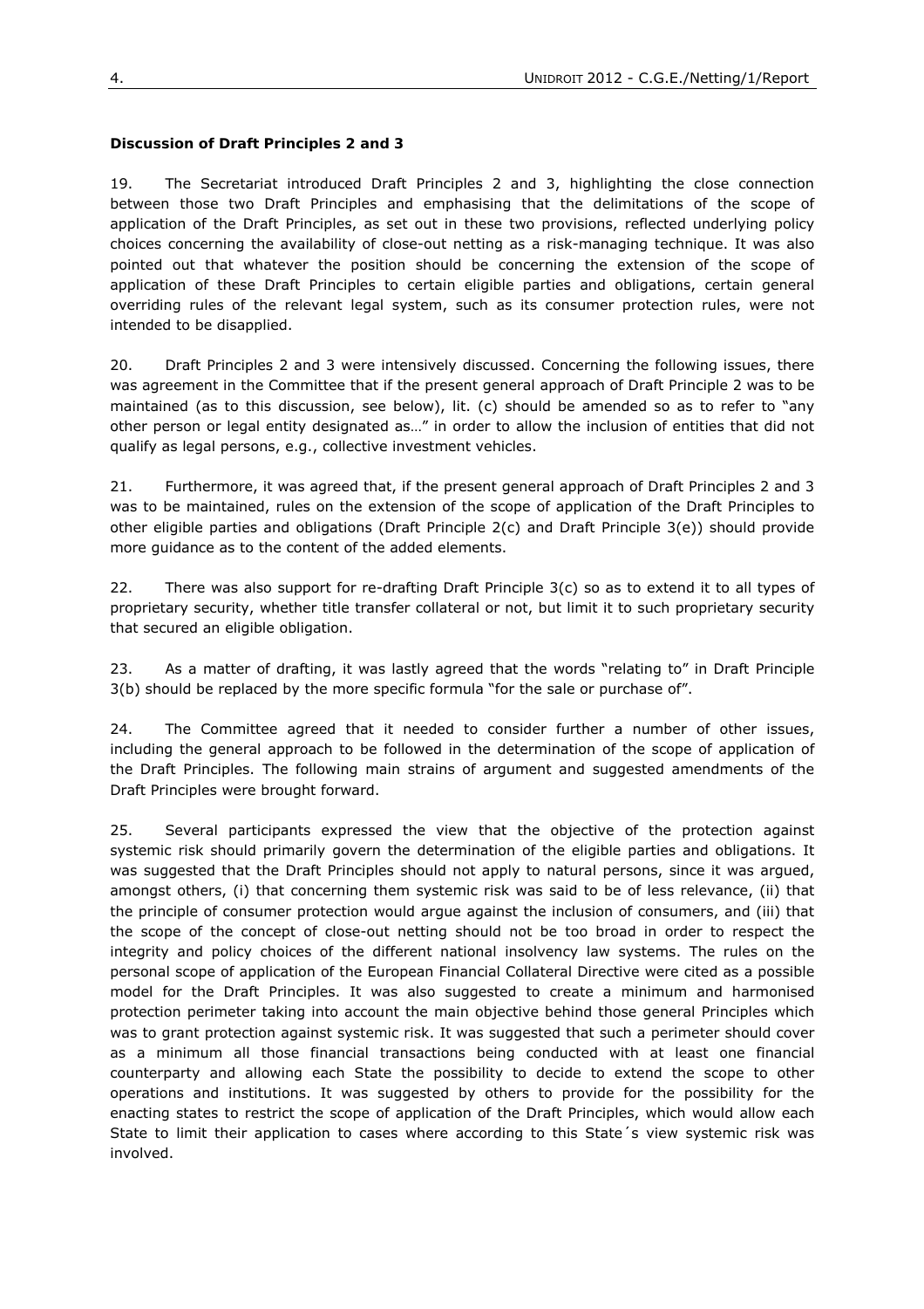**Discussion of Draft Principles 2 and 3**

19. The Secretariat introduced Draft Principles 2 and 3, highlighting the close connection between those two Draft Principles and emphasising that the delimitations of the scope of application of the Draft Principles, as set out in these two provisions, reflected underlying policy choices concerning the availability of close-out netting as a risk-managing technique. It was also pointed out that whatever the position should be concerning the extension of the scope of application of these Draft Principles to certain eligible parties and obligations, certain general overriding rules of the relevant legal system, such as its consumer protection rules, were not intended to be disapplied.

20. Draft Principles 2 and 3 were intensively discussed. Concerning the following issues, there was agreement in the Committee that if the present general approach of Draft Principle 2 was to be maintained (as to this discussion, see below), lit. (c) should be amended so as to refer to "any other person or legal entity designated as…" in order to allow the inclusion of entities that did not qualify as legal persons, e.g., collective investment vehicles.

21. Furthermore, it was agreed that, if the present general approach of Draft Principles 2 and 3 was to be maintained, rules on the extension of the scope of application of the Draft Principles to other eligible parties and obligations (Draft Principle 2(c) and Draft Principle 3(e)) should provide more guidance as to the content of the added elements.

22. There was also support for re-drafting Draft Principle 3(c) so as to extend it to all types of proprietary security, whether title transfer collateral or not, but limit it to such proprietary security that secured an eligible obligation.

23. As a matter of drafting, it was lastly agreed that the words "relating to" in Draft Principle 3(b) should be replaced by the more specific formula "for the sale or purchase of".

24. The Committee agreed that it needed to consider further a number of other issues, including the general approach to be followed in the determination of the scope of application of the Draft Principles. The following main strains of argument and suggested amendments of the Draft Principles were brought forward.

25. Several participants expressed the view that the objective of the protection against systemic risk should primarily govern the determination of the eligible parties and obligations. It was suggested that the Draft Principles should not apply to natural persons, since it was argued, amongst others, (i) that concerning them systemic risk was said to be of less relevance, (ii) that the principle of consumer protection would argue against the inclusion of consumers, and (iii) that the scope of the concept of close-out netting should not be too broad in order to respect the integrity and policy choices of the different national insolvency law systems. The rules on the personal scope of application of the European Financial Collateral Directive were cited as a possible model for the Draft Principles. It was also suggested to create a minimum and harmonised protection perimeter taking into account the main objective behind those general Principles which was to grant protection against systemic risk. It was suggested that such a perimeter should cover as a minimum all those financial transactions being conducted with at least one financial counterparty and allowing each State the possibility to decide to extend the scope to other operations and institutions. It was suggested by others to provide for the possibility for the enacting states to restrict the scope of application of the Draft Principles, which would allow each State to limit their application to cases where according to this State´s view systemic risk was involved.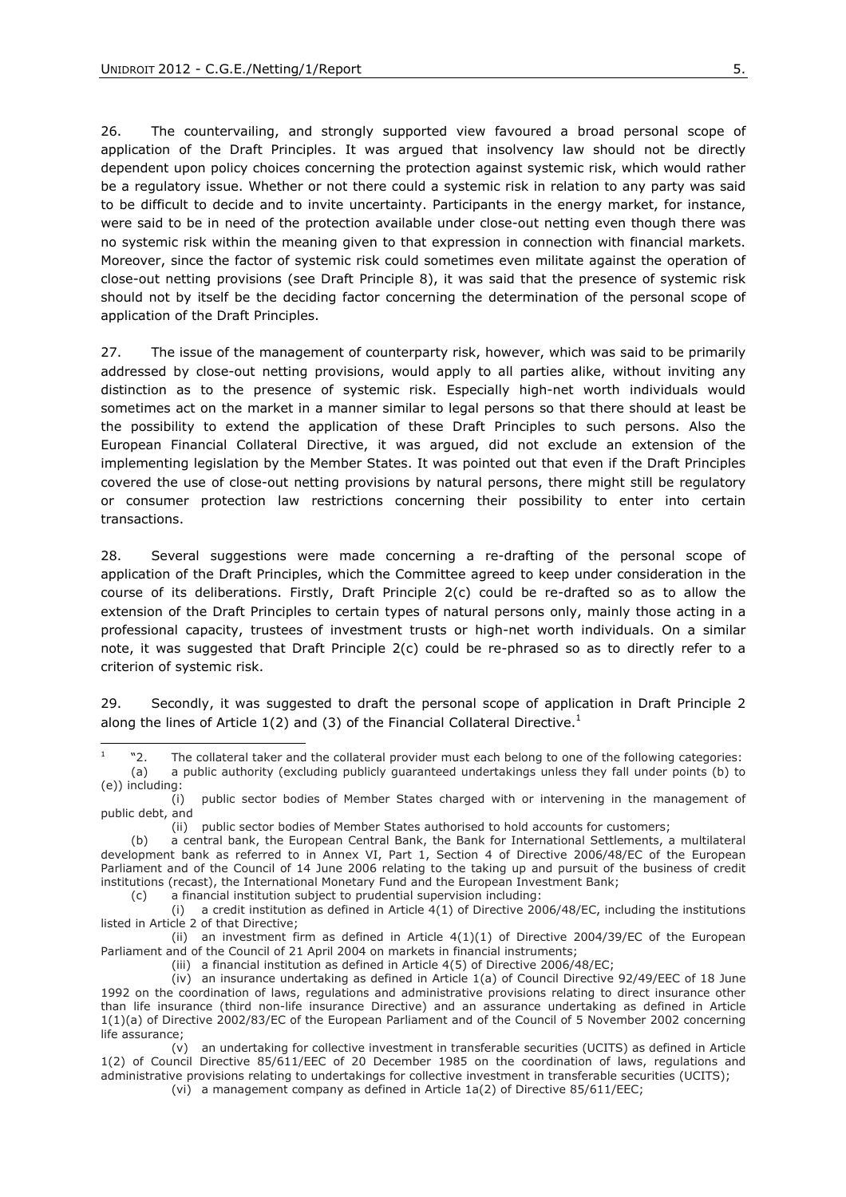26. The countervailing, and strongly supported view favoured a broad personal scope of application of the Draft Principles. It was argued that insolvency law should not be directly dependent upon policy choices concerning the protection against systemic risk, which would rather be a regulatory issue. Whether or not there could a systemic risk in relation to any party was said to be difficult to decide and to invite uncertainty. Participants in the energy market, for instance, were said to be in need of the protection available under close-out netting even though there was no systemic risk within the meaning given to that expression in connection with financial markets. Moreover, since the factor of systemic risk could sometimes even militate against the operation of close-out netting provisions (see Draft Principle 8), it was said that the presence of systemic risk should not by itself be the deciding factor concerning the determination of the personal scope of application of the Draft Principles.

27. The issue of the management of counterparty risk, however, which was said to be primarily addressed by close-out netting provisions, would apply to all parties alike, without inviting any distinction as to the presence of systemic risk. Especially high-net worth individuals would sometimes act on the market in a manner similar to legal persons so that there should at least be the possibility to extend the application of these Draft Principles to such persons. Also the European Financial Collateral Directive, it was argued, did not exclude an extension of the implementing legislation by the Member States. It was pointed out that even if the Draft Principles covered the use of close-out netting provisions by natural persons, there might still be regulatory or consumer protection law restrictions concerning their possibility to enter into certain transactions.

28. Several suggestions were made concerning a re-drafting of the personal scope of application of the Draft Principles, which the Committee agreed to keep under consideration in the course of its deliberations. Firstly, Draft Principle 2(c) could be re-drafted so as to allow the extension of the Draft Principles to certain types of natural persons only, mainly those acting in a professional capacity, trustees of investment trusts or high-net worth individuals. On a similar note, it was suggested that Draft Principle 2(c) could be re-phrased so as to directly refer to a criterion of systemic risk.

29. Secondly, it was suggested to draft the personal scope of application in Draft Principle 2 along the lines of Article 1(2) and (3) of the Financial Collateral Directive.[1]

---

[1] "2. The collateral taker and the collateral provider must each belong to one of the following categories:

(a) a public authority (excluding publicly guaranteed undertakings unless they fall under points (b) to (e)) including:

(i) public sector bodies of Member States charged with or intervening in the management of public debt, and

(ii) public sector bodies of Member States authorised to hold accounts for customers;

(b) a central bank, the European Central Bank, the Bank for International Settlements, a multilateral development bank as referred to in Annex VI, Part 1, Section 4 of Directive 2006/48/EC of the European Parliament and of the Council of 14 June 2006 relating to the taking up and pursuit of the business of credit institutions (recast), the International Monetary Fund and the European Investment Bank;

(c) a financial institution subject to prudential supervision including:

(i) a credit institution as defined in Article 4(1) of Directive 2006/48/EC, including the institutions listed in Article 2 of that Directive;

(ii) an investment firm as defined in Article 4(1)(1) of Directive 2004/39/EC of the European Parliament and of the Council of 21 April 2004 on markets in financial instruments;

(iii) a financial institution as defined in Article 4(5) of Directive 2006/48/EC;

(iv) an insurance undertaking as defined in Article 1(a) of Council Directive 92/49/EEC of 18 June 1992 on the coordination of laws, regulations and administrative provisions relating to direct insurance other than life insurance (third non-life insurance Directive) and an assurance undertaking as defined in Article 1(1)(a) of Directive 2002/83/EC of the European Parliament and of the Council of 5 November 2002 concerning life assurance;

(v) an undertaking for collective investment in transferable securities (UCITS) as defined in Article 1(2) of Council Directive 85/611/EEC of 20 December 1985 on the coordination of laws, regulations and administrative provisions relating to undertakings for collective investment in transferable securities (UCITS);

(vi) a management company as defined in Article 1a(2) of Directive 85/611/EEC;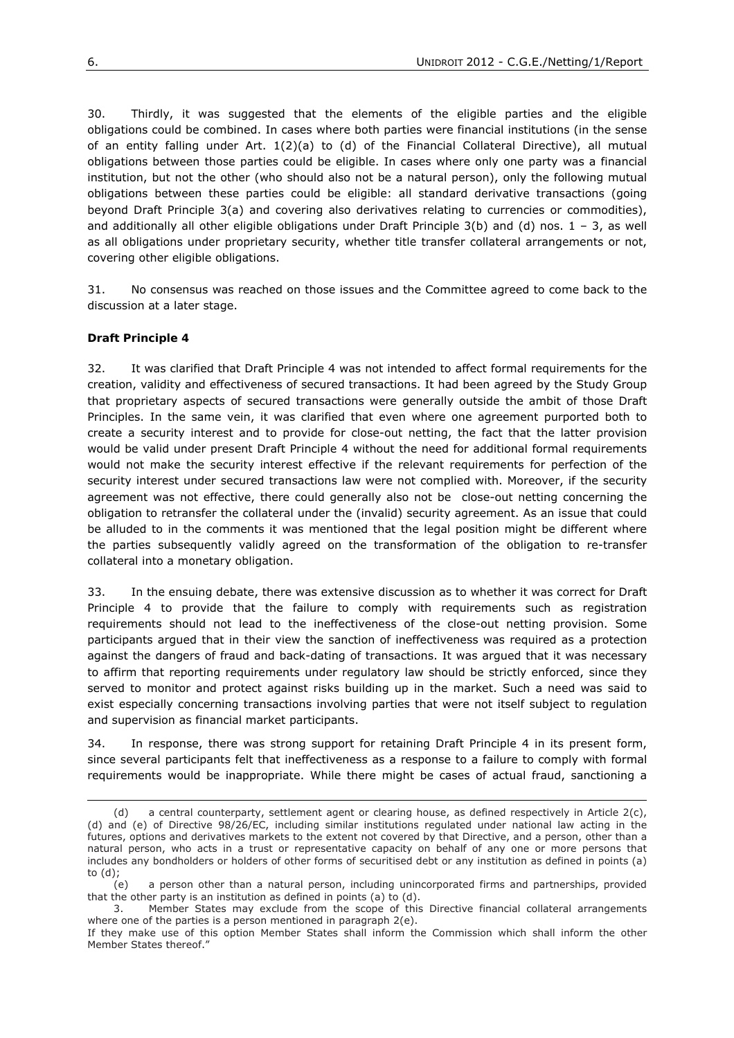30. Thirdly, it was suggested that the elements of the eligible parties and the eligible obligations could be combined. In cases where both parties were financial institutions (in the sense of an entity falling under Art. 1(2)(a) to (d) of the Financial Collateral Directive), all mutual obligations between those parties could be eligible. In cases where only one party was a financial institution, but not the other (who should also not be a natural person), only the following mutual obligations between these parties could be eligible: all standard derivative transactions (going beyond Draft Principle 3(a) and covering also derivatives relating to currencies or commodities), and additionally all other eligible obligations under Draft Principle 3(b) and (d) nos. 1 – 3, as well as all obligations under proprietary security, whether title transfer collateral arrangements or not, covering other eligible obligations.

31. No consensus was reached on those issues and the Committee agreed to come back to the discussion at a later stage.

**Draft Principle 4**

32. It was clarified that Draft Principle 4 was not intended to affect formal requirements for the creation, validity and effectiveness of secured transactions. It had been agreed by the Study Group that proprietary aspects of secured transactions were generally outside the ambit of those Draft Principles. In the same vein, it was clarified that even where one agreement purported both to create a security interest and to provide for close-out netting, the fact that the latter provision would be valid under present Draft Principle 4 without the need for additional formal requirements would not make the security interest effective if the relevant requirements for perfection of the security interest under secured transactions law were not complied with. Moreover, if the security agreement was not effective, there could generally also not be close-out netting concerning the obligation to retransfer the collateral under the (invalid) security agreement. As an issue that could be alluded to in the comments it was mentioned that the legal position might be different where the parties subsequently validly agreed on the transformation of the obligation to re-transfer collateral into a monetary obligation.

33. In the ensuing debate, there was extensive discussion as to whether it was correct for Draft Principle 4 to provide that the failure to comply with requirements such as registration requirements should not lead to the ineffectiveness of the close-out netting provision. Some participants argued that in their view the sanction of ineffectiveness was required as a protection against the dangers of fraud and back-dating of transactions. It was argued that it was necessary to affirm that reporting requirements under regulatory law should be strictly enforced, since they served to monitor and protect against risks building up in the market. Such a need was said to exist especially concerning transactions involving parties that were not itself subject to regulation and supervision as financial market participants.

34. In response, there was strong support for retaining Draft Principle 4 in its present form, since several participants felt that ineffectiveness as a response to a failure to comply with formal requirements would be inappropriate. While there might be cases of actual fraud, sanctioning a

---

(d) a central counterparty, settlement agent or clearing house, as defined respectively in Article 2(c), (d) and (e) of Directive 98/26/EC, including similar institutions regulated under national law acting in the futures, options and derivatives markets to the extent not covered by that Directive, and a person, other than a natural person, who acts in a trust or representative capacity on behalf of any one or more persons that includes any bondholders or holders of other forms of securitised debt or any institution as defined in points (a) to (d);

(e) a person other than a natural person, including unincorporated firms and partnerships, provided that the other party is an institution as defined in points (a) to (d).

3. Member States may exclude from the scope of this Directive financial collateral arrangements where one of the parties is a person mentioned in paragraph 2(e).

If they make use of this option Member States shall inform the Commission which shall inform the other Member States thereof."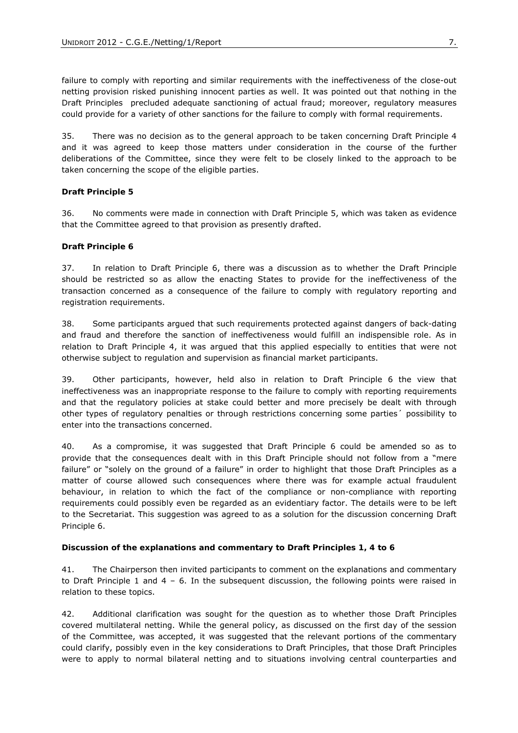failure to comply with reporting and similar requirements with the ineffectiveness of the close-out netting provision risked punishing innocent parties as well. It was pointed out that nothing in the Draft Principles precluded adequate sanctioning of actual fraud; moreover, regulatory measures could provide for a variety of other sanctions for the failure to comply with formal requirements.

35. There was no decision as to the general approach to be taken concerning Draft Principle 4 and it was agreed to keep those matters under consideration in the course of the further deliberations of the Committee, since they were felt to be closely linked to the approach to be taken concerning the scope of the eligible parties.

**Draft Principle 5**

36. No comments were made in connection with Draft Principle 5, which was taken as evidence that the Committee agreed to that provision as presently drafted.

**Draft Principle 6**

37. In relation to Draft Principle 6, there was a discussion as to whether the Draft Principle should be restricted so as allow the enacting States to provide for the ineffectiveness of the transaction concerned as a consequence of the failure to comply with regulatory reporting and registration requirements.

38. Some participants argued that such requirements protected against dangers of back-dating and fraud and therefore the sanction of ineffectiveness would fulfill an indispensible role. As in relation to Draft Principle 4, it was argued that this applied especially to entities that were not otherwise subject to regulation and supervision as financial market participants.

39. Other participants, however, held also in relation to Draft Principle 6 the view that ineffectiveness was an inappropriate response to the failure to comply with reporting requirements and that the regulatory policies at stake could better and more precisely be dealt with through other types of regulatory penalties or through restrictions concerning some parties´ possibility to enter into the transactions concerned.

40. As a compromise, it was suggested that Draft Principle 6 could be amended so as to provide that the consequences dealt with in this Draft Principle should not follow from a "mere failure" or "solely on the ground of a failure" in order to highlight that those Draft Principles as a matter of course allowed such consequences where there was for example actual fraudulent behaviour, in relation to which the fact of the compliance or non-compliance with reporting requirements could possibly even be regarded as an evidentiary factor. The details were to be left to the Secretariat. This suggestion was agreed to as a solution for the discussion concerning Draft Principle 6.

**Discussion of the explanations and commentary to Draft Principles 1, 4 to 6**

41. The Chairperson then invited participants to comment on the explanations and commentary to Draft Principle 1 and 4 – 6. In the subsequent discussion, the following points were raised in relation to these topics.

42. Additional clarification was sought for the question as to whether those Draft Principles covered multilateral netting. While the general policy, as discussed on the first day of the session of the Committee, was accepted, it was suggested that the relevant portions of the commentary could clarify, possibly even in the key considerations to Draft Principles, that those Draft Principles were to apply to normal bilateral netting and to situations involving central counterparties and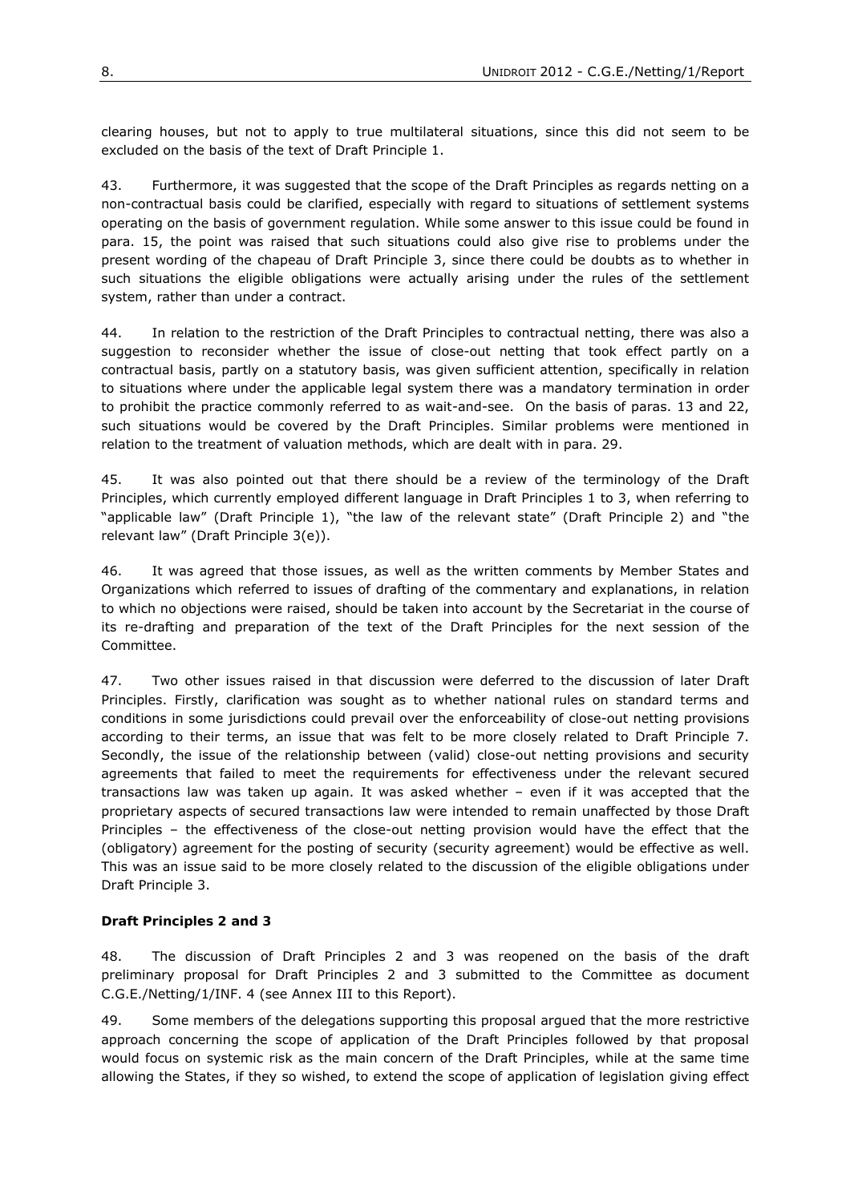clearing houses, but not to apply to true multilateral situations, since this did not seem to be excluded on the basis of the text of Draft Principle 1.

43. Furthermore, it was suggested that the scope of the Draft Principles as regards netting on a non-contractual basis could be clarified, especially with regard to situations of settlement systems operating on the basis of government regulation. While some answer to this issue could be found in para. 15, the point was raised that such situations could also give rise to problems under the present wording of the chapeau of Draft Principle 3, since there could be doubts as to whether in such situations the eligible obligations were actually arising under the rules of the settlement system, rather than under a contract.

44. In relation to the restriction of the Draft Principles to contractual netting, there was also a suggestion to reconsider whether the issue of close-out netting that took effect partly on a contractual basis, partly on a statutory basis, was given sufficient attention, specifically in relation to situations where under the applicable legal system there was a mandatory termination in order to prohibit the practice commonly referred to as wait-and-see. On the basis of paras. 13 and 22, such situations would be covered by the Draft Principles. Similar problems were mentioned in relation to the treatment of valuation methods, which are dealt with in para. 29.

45. It was also pointed out that there should be a review of the terminology of the Draft Principles, which currently employed different language in Draft Principles 1 to 3, when referring to "applicable law" (Draft Principle 1), "the law of the relevant state" (Draft Principle 2) and "the relevant law" (Draft Principle 3(e)).

46. It was agreed that those issues, as well as the written comments by Member States and Organizations which referred to issues of drafting of the commentary and explanations, in relation to which no objections were raised, should be taken into account by the Secretariat in the course of its re-drafting and preparation of the text of the Draft Principles for the next session of the Committee.

47. Two other issues raised in that discussion were deferred to the discussion of later Draft Principles. Firstly, clarification was sought as to whether national rules on standard terms and conditions in some jurisdictions could prevail over the enforceability of close-out netting provisions according to their terms, an issue that was felt to be more closely related to Draft Principle 7. Secondly, the issue of the relationship between (valid) close-out netting provisions and security agreements that failed to meet the requirements for effectiveness under the relevant secured transactions law was taken up again. It was asked whether – even if it was accepted that the proprietary aspects of secured transactions law were intended to remain unaffected by those Draft Principles – the effectiveness of the close-out netting provision would have the effect that the (obligatory) agreement for the posting of security (security agreement) would be effective as well. This was an issue said to be more closely related to the discussion of the eligible obligations under Draft Principle 3.

**Draft Principles 2 and 3**

48. The discussion of Draft Principles 2 and 3 was reopened on the basis of the draft preliminary proposal for Draft Principles 2 and 3 submitted to the Committee as document C.G.E./Netting/1/INF. 4 (see Annex III to this Report).

49. Some members of the delegations supporting this proposal argued that the more restrictive approach concerning the scope of application of the Draft Principles followed by that proposal would focus on systemic risk as the main concern of the Draft Principles, while at the same time allowing the States, if they so wished, to extend the scope of application of legislation giving effect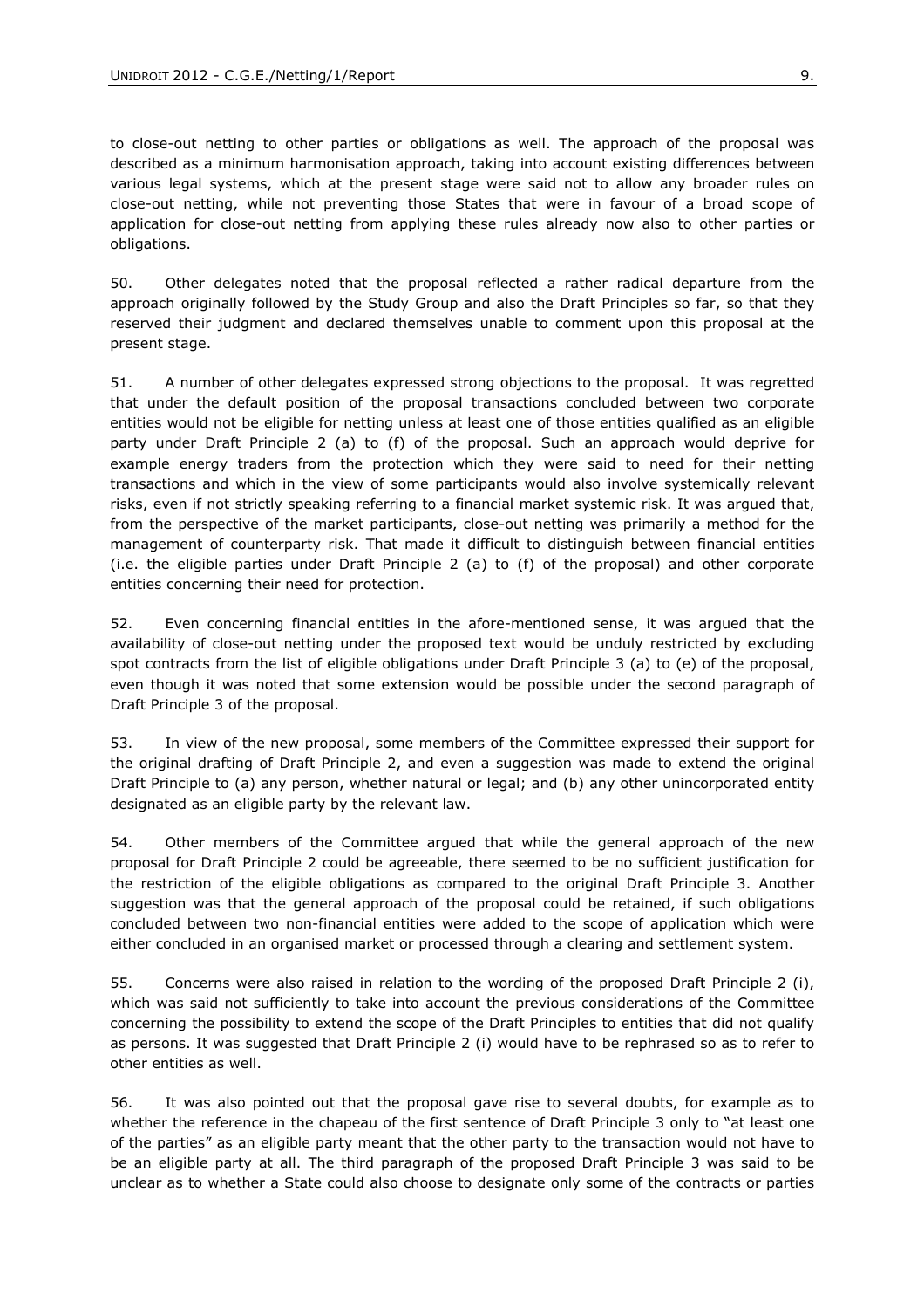to close-out netting to other parties or obligations as well. The approach of the proposal was described as a minimum harmonisation approach, taking into account existing differences between various legal systems, which at the present stage were said not to allow any broader rules on close-out netting, while not preventing those States that were in favour of a broad scope of application for close-out netting from applying these rules already now also to other parties or obligations.

50. Other delegates noted that the proposal reflected a rather radical departure from the approach originally followed by the Study Group and also the Draft Principles so far, so that they reserved their judgment and declared themselves unable to comment upon this proposal at the present stage.

51. A number of other delegates expressed strong objections to the proposal. It was regretted that under the default position of the proposal transactions concluded between two corporate entities would not be eligible for netting unless at least one of those entities qualified as an eligible party under Draft Principle 2 (a) to (f) of the proposal. Such an approach would deprive for example energy traders from the protection which they were said to need for their netting transactions and which in the view of some participants would also involve systemically relevant risks, even if not strictly speaking referring to a financial market systemic risk. It was argued that, from the perspective of the market participants, close-out netting was primarily a method for the management of counterparty risk. That made it difficult to distinguish between financial entities (i.e. the eligible parties under Draft Principle 2 (a) to (f) of the proposal) and other corporate entities concerning their need for protection.

52. Even concerning financial entities in the afore-mentioned sense, it was argued that the availability of close-out netting under the proposed text would be unduly restricted by excluding spot contracts from the list of eligible obligations under Draft Principle 3 (a) to (e) of the proposal, even though it was noted that some extension would be possible under the second paragraph of Draft Principle 3 of the proposal.

53. In view of the new proposal, some members of the Committee expressed their support for the original drafting of Draft Principle 2, and even a suggestion was made to extend the original Draft Principle to (a) any person, whether natural or legal; and (b) any other unincorporated entity designated as an eligible party by the relevant law.

54. Other members of the Committee argued that while the general approach of the new proposal for Draft Principle 2 could be agreeable, there seemed to be no sufficient justification for the restriction of the eligible obligations as compared to the original Draft Principle 3. Another suggestion was that the general approach of the proposal could be retained, if such obligations concluded between two non-financial entities were added to the scope of application which were either concluded in an organised market or processed through a clearing and settlement system.

55. Concerns were also raised in relation to the wording of the proposed Draft Principle 2 (i), which was said not sufficiently to take into account the previous considerations of the Committee concerning the possibility to extend the scope of the Draft Principles to entities that did not qualify as persons. It was suggested that Draft Principle 2 (i) would have to be rephrased so as to refer to other entities as well.

56. It was also pointed out that the proposal gave rise to several doubts, for example as to whether the reference in the chapeau of the first sentence of Draft Principle 3 only to "at least one of the parties" as an eligible party meant that the other party to the transaction would not have to be an eligible party at all. The third paragraph of the proposed Draft Principle 3 was said to be unclear as to whether a State could also choose to designate only some of the contracts or parties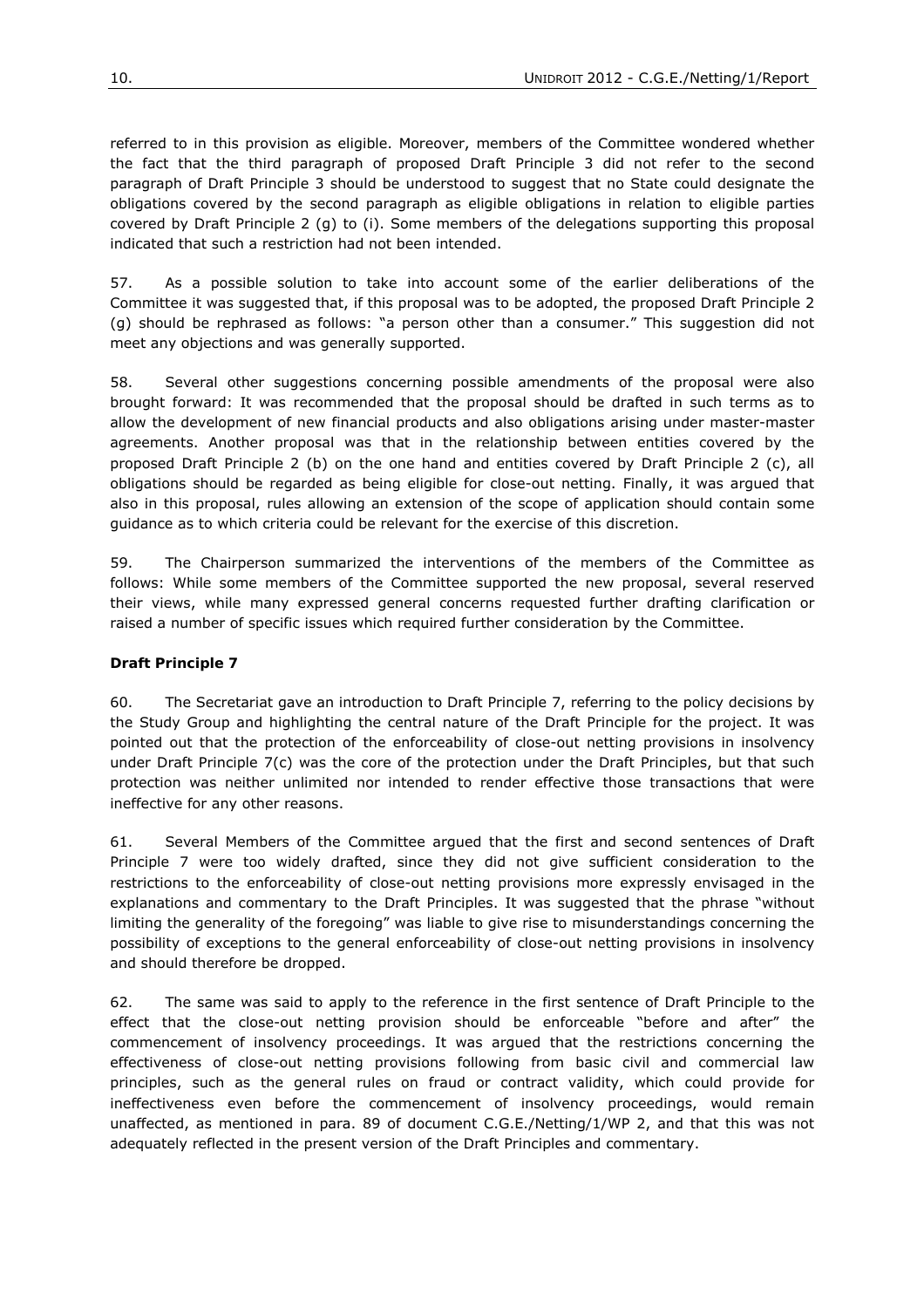referred to in this provision as eligible. Moreover, members of the Committee wondered whether the fact that the third paragraph of proposed Draft Principle 3 did not refer to the second paragraph of Draft Principle 3 should be understood to suggest that no State could designate the obligations covered by the second paragraph as eligible obligations in relation to eligible parties covered by Draft Principle 2 (g) to (i). Some members of the delegations supporting this proposal indicated that such a restriction had not been intended.

57. As a possible solution to take into account some of the earlier deliberations of the Committee it was suggested that, if this proposal was to be adopted, the proposed Draft Principle 2 (g) should be rephrased as follows: "a person other than a consumer." This suggestion did not meet any objections and was generally supported.

58. Several other suggestions concerning possible amendments of the proposal were also brought forward: It was recommended that the proposal should be drafted in such terms as to allow the development of new financial products and also obligations arising under master-master agreements. Another proposal was that in the relationship between entities covered by the proposed Draft Principle 2 (b) on the one hand and entities covered by Draft Principle 2 (c), all obligations should be regarded as being eligible for close-out netting. Finally, it was argued that also in this proposal, rules allowing an extension of the scope of application should contain some guidance as to which criteria could be relevant for the exercise of this discretion.

59. The Chairperson summarized the interventions of the members of the Committee as follows: While some members of the Committee supported the new proposal, several reserved their views, while many expressed general concerns requested further drafting clarification or raised a number of specific issues which required further consideration by the Committee.

**Draft Principle 7**

60. The Secretariat gave an introduction to Draft Principle 7, referring to the policy decisions by the Study Group and highlighting the central nature of the Draft Principle for the project. It was pointed out that the protection of the enforceability of close-out netting provisions in insolvency under Draft Principle 7(c) was the core of the protection under the Draft Principles, but that such protection was neither unlimited nor intended to render effective those transactions that were ineffective for any other reasons.

61. Several Members of the Committee argued that the first and second sentences of Draft Principle 7 were too widely drafted, since they did not give sufficient consideration to the restrictions to the enforceability of close-out netting provisions more expressly envisaged in the explanations and commentary to the Draft Principles. It was suggested that the phrase "without limiting the generality of the foregoing" was liable to give rise to misunderstandings concerning the possibility of exceptions to the general enforceability of close-out netting provisions in insolvency and should therefore be dropped.

62. The same was said to apply to the reference in the first sentence of Draft Principle to the effect that the close-out netting provision should be enforceable "before and after" the commencement of insolvency proceedings. It was argued that the restrictions concerning the effectiveness of close-out netting provisions following from basic civil and commercial law principles, such as the general rules on fraud or contract validity, which could provide for ineffectiveness even before the commencement of insolvency proceedings, would remain unaffected, as mentioned in para. 89 of document C.G.E./Netting/1/WP 2, and that this was not adequately reflected in the present version of the Draft Principles and commentary.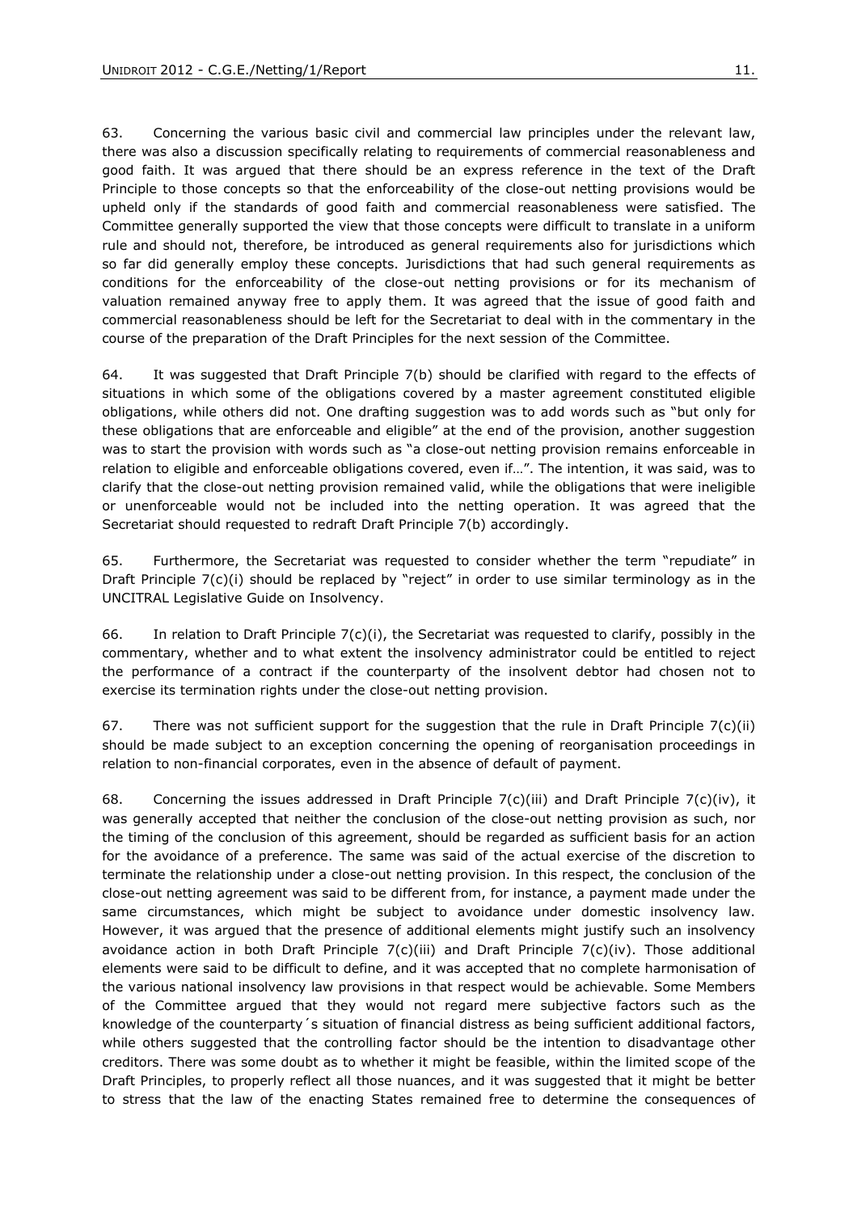63. Concerning the various basic civil and commercial law principles under the relevant law, there was also a discussion specifically relating to requirements of commercial reasonableness and good faith. It was argued that there should be an express reference in the text of the Draft Principle to those concepts so that the enforceability of the close-out netting provisions would be upheld only if the standards of good faith and commercial reasonableness were satisfied. The Committee generally supported the view that those concepts were difficult to translate in a uniform rule and should not, therefore, be introduced as general requirements also for jurisdictions which so far did generally employ these concepts. Jurisdictions that had such general requirements as conditions for the enforceability of the close-out netting provisions or for its mechanism of valuation remained anyway free to apply them. It was agreed that the issue of good faith and commercial reasonableness should be left for the Secretariat to deal with in the commentary in the course of the preparation of the Draft Principles for the next session of the Committee.

64. It was suggested that Draft Principle 7(b) should be clarified with regard to the effects of situations in which some of the obligations covered by a master agreement constituted eligible obligations, while others did not. One drafting suggestion was to add words such as "but only for these obligations that are enforceable and eligible" at the end of the provision, another suggestion was to start the provision with words such as "a close-out netting provision remains enforceable in relation to eligible and enforceable obligations covered, even if…". The intention, it was said, was to clarify that the close-out netting provision remained valid, while the obligations that were ineligible or unenforceable would not be included into the netting operation. It was agreed that the Secretariat should requested to redraft Draft Principle 7(b) accordingly.

65. Furthermore, the Secretariat was requested to consider whether the term "repudiate" in Draft Principle 7(c)(i) should be replaced by "reject" in order to use similar terminology as in the UNCITRAL Legislative Guide on Insolvency.

66. In relation to Draft Principle 7(c)(i), the Secretariat was requested to clarify, possibly in the commentary, whether and to what extent the insolvency administrator could be entitled to reject the performance of a contract if the counterparty of the insolvent debtor had chosen not to exercise its termination rights under the close-out netting provision.

67. There was not sufficient support for the suggestion that the rule in Draft Principle 7(c)(ii) should be made subject to an exception concerning the opening of reorganisation proceedings in relation to non-financial corporates, even in the absence of default of payment.

68. Concerning the issues addressed in Draft Principle 7(c)(iii) and Draft Principle 7(c)(iv), it was generally accepted that neither the conclusion of the close-out netting provision as such, nor the timing of the conclusion of this agreement, should be regarded as sufficient basis for an action for the avoidance of a preference. The same was said of the actual exercise of the discretion to terminate the relationship under a close-out netting provision. In this respect, the conclusion of the close-out netting agreement was said to be different from, for instance, a payment made under the same circumstances, which might be subject to avoidance under domestic insolvency law. However, it was argued that the presence of additional elements might justify such an insolvency avoidance action in both Draft Principle 7(c)(iii) and Draft Principle 7(c)(iv). Those additional elements were said to be difficult to define, and it was accepted that no complete harmonisation of the various national insolvency law provisions in that respect would be achievable. Some Members of the Committee argued that they would not regard mere subjective factors such as the knowledge of the counterparty´s situation of financial distress as being sufficient additional factors, while others suggested that the controlling factor should be the intention to disadvantage other creditors. There was some doubt as to whether it might be feasible, within the limited scope of the Draft Principles, to properly reflect all those nuances, and it was suggested that it might be better to stress that the law of the enacting States remained free to determine the consequences of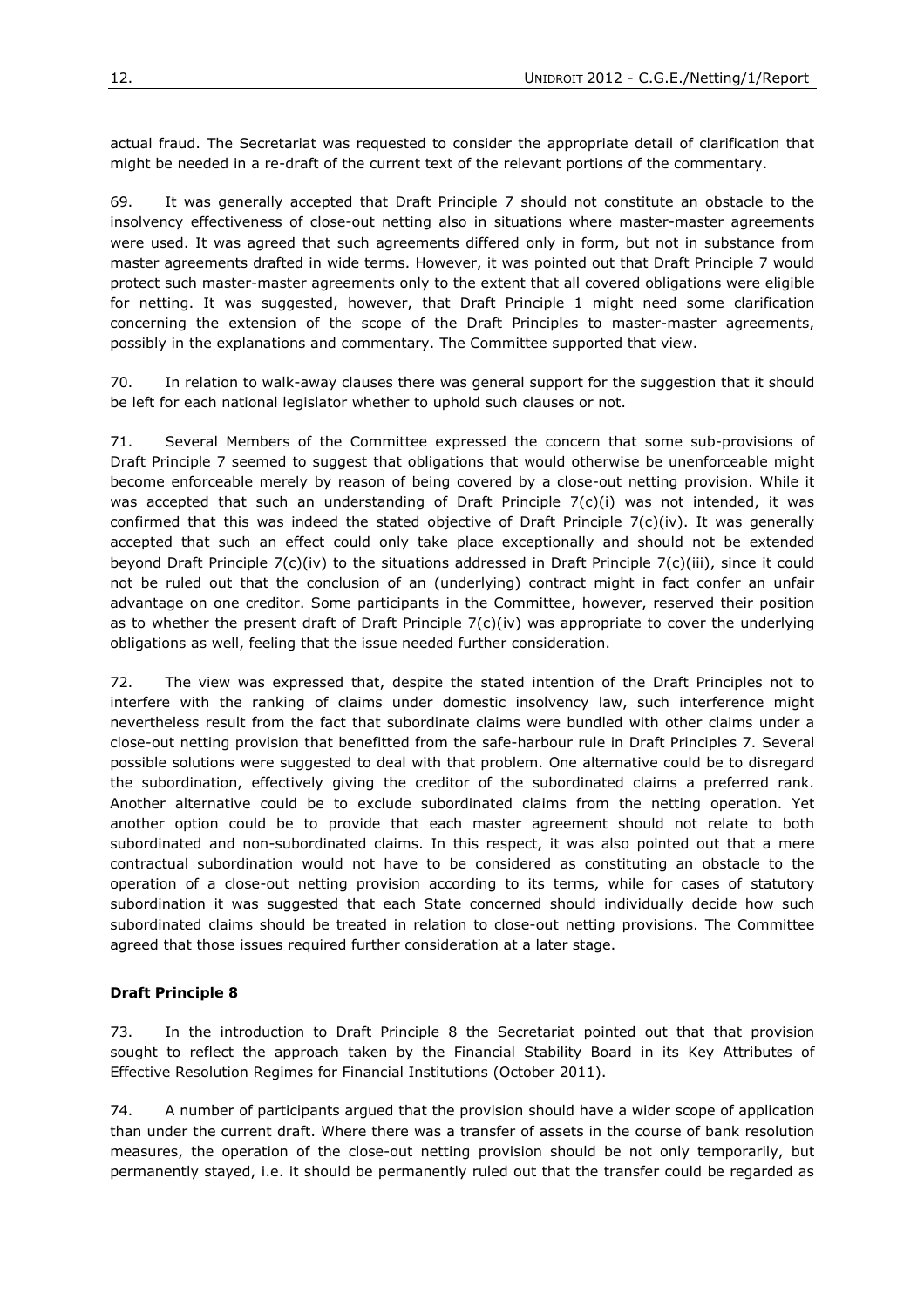actual fraud. The Secretariat was requested to consider the appropriate detail of clarification that might be needed in a re-draft of the current text of the relevant portions of the commentary.

69. It was generally accepted that Draft Principle 7 should not constitute an obstacle to the insolvency effectiveness of close-out netting also in situations where master-master agreements were used. It was agreed that such agreements differed only in form, but not in substance from master agreements drafted in wide terms. However, it was pointed out that Draft Principle 7 would protect such master-master agreements only to the extent that all covered obligations were eligible for netting. It was suggested, however, that Draft Principle 1 might need some clarification concerning the extension of the scope of the Draft Principles to master-master agreements, possibly in the explanations and commentary. The Committee supported that view.

70. In relation to walk-away clauses there was general support for the suggestion that it should be left for each national legislator whether to uphold such clauses or not.

71. Several Members of the Committee expressed the concern that some sub-provisions of Draft Principle 7 seemed to suggest that obligations that would otherwise be unenforceable might become enforceable merely by reason of being covered by a close-out netting provision. While it was accepted that such an understanding of Draft Principle 7(c)(i) was not intended, it was confirmed that this was indeed the stated objective of Draft Principle 7(c)(iv). It was generally accepted that such an effect could only take place exceptionally and should not be extended beyond Draft Principle 7(c)(iv) to the situations addressed in Draft Principle 7(c)(iii), since it could not be ruled out that the conclusion of an (underlying) contract might in fact confer an unfair advantage on one creditor. Some participants in the Committee, however, reserved their position as to whether the present draft of Draft Principle 7(c)(iv) was appropriate to cover the underlying obligations as well, feeling that the issue needed further consideration.

72. The view was expressed that, despite the stated intention of the Draft Principles not to interfere with the ranking of claims under domestic insolvency law, such interference might nevertheless result from the fact that subordinate claims were bundled with other claims under a close-out netting provision that benefitted from the safe-harbour rule in Draft Principles 7. Several possible solutions were suggested to deal with that problem. One alternative could be to disregard the subordination, effectively giving the creditor of the subordinated claims a preferred rank. Another alternative could be to exclude subordinated claims from the netting operation. Yet another option could be to provide that each master agreement should not relate to both subordinated and non-subordinated claims. In this respect, it was also pointed out that a mere contractual subordination would not have to be considered as constituting an obstacle to the operation of a close-out netting provision according to its terms, while for cases of statutory subordination it was suggested that each State concerned should individually decide how such subordinated claims should be treated in relation to close-out netting provisions. The Committee agreed that those issues required further consideration at a later stage.

**Draft Principle 8**

73. In the introduction to Draft Principle 8 the Secretariat pointed out that that provision sought to reflect the approach taken by the Financial Stability Board in its Key Attributes of Effective Resolution Regimes for Financial Institutions (October 2011).

74. A number of participants argued that the provision should have a wider scope of application than under the current draft. Where there was a transfer of assets in the course of bank resolution measures, the operation of the close-out netting provision should be not only temporarily, but permanently stayed, i.e. it should be permanently ruled out that the transfer could be regarded as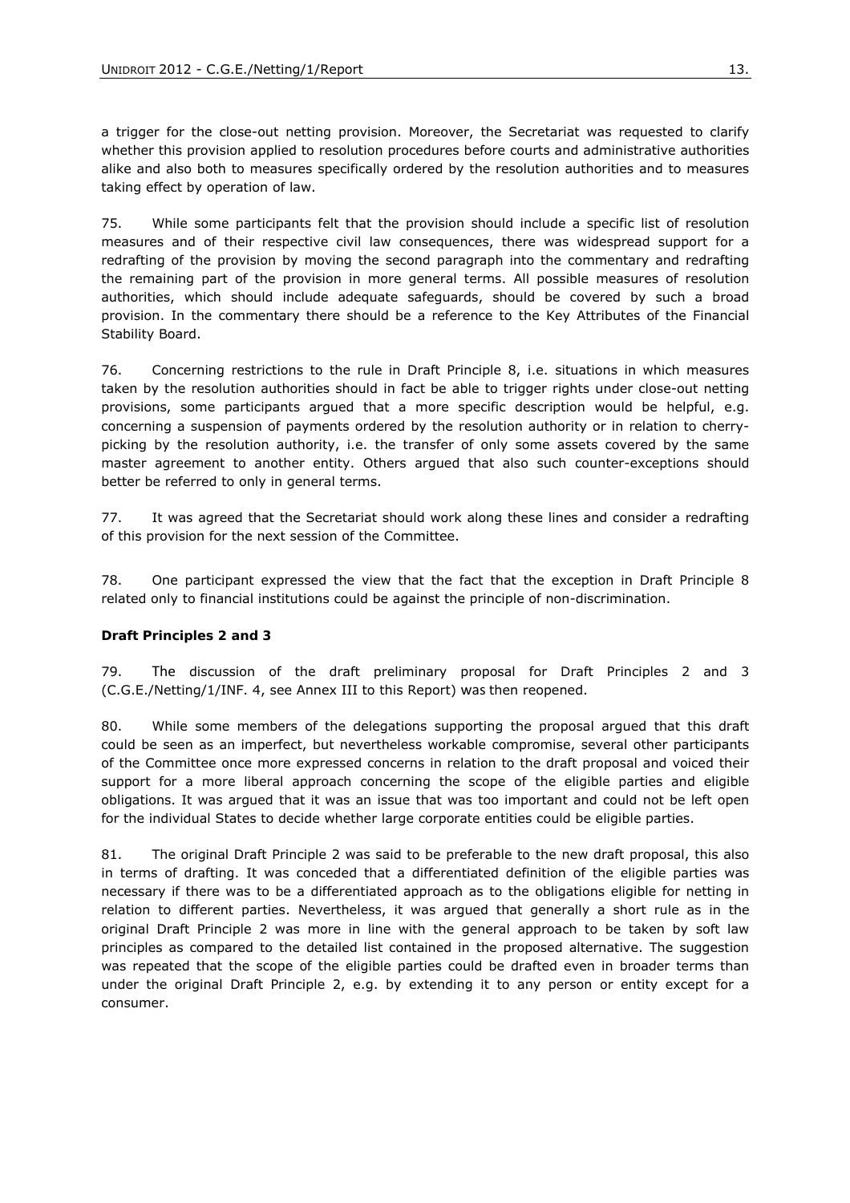a trigger for the close-out netting provision. Moreover, the Secretariat was requested to clarify whether this provision applied to resolution procedures before courts and administrative authorities alike and also both to measures specifically ordered by the resolution authorities and to measures taking effect by operation of law.

75. While some participants felt that the provision should include a specific list of resolution measures and of their respective civil law consequences, there was widespread support for a redrafting of the provision by moving the second paragraph into the commentary and redrafting the remaining part of the provision in more general terms. All possible measures of resolution authorities, which should include adequate safeguards, should be covered by such a broad provision. In the commentary there should be a reference to the Key Attributes of the Financial Stability Board.

76. Concerning restrictions to the rule in Draft Principle 8, i.e. situations in which measures taken by the resolution authorities should in fact be able to trigger rights under close-out netting provisions, some participants argued that a more specific description would be helpful, e.g. concerning a suspension of payments ordered by the resolution authority or in relation to cherry-picking by the resolution authority, i.e. the transfer of only some assets covered by the same master agreement to another entity. Others argued that also such counter-exceptions should better be referred to only in general terms.

77. It was agreed that the Secretariat should work along these lines and consider a redrafting of this provision for the next session of the Committee.

78. One participant expressed the view that the fact that the exception in Draft Principle 8 related only to financial institutions could be against the principle of non-discrimination.

**Draft Principles 2 and 3**

79. The discussion of the draft preliminary proposal for Draft Principles 2 and 3 (C.G.E./Netting/1/INF. 4, see Annex III to this Report) was then reopened.

80. While some members of the delegations supporting the proposal argued that this draft could be seen as an imperfect, but nevertheless workable compromise, several other participants of the Committee once more expressed concerns in relation to the draft proposal and voiced their support for a more liberal approach concerning the scope of the eligible parties and eligible obligations. It was argued that it was an issue that was too important and could not be left open for the individual States to decide whether large corporate entities could be eligible parties.

81. The original Draft Principle 2 was said to be preferable to the new draft proposal, this also in terms of drafting. It was conceded that a differentiated definition of the eligible parties was necessary if there was to be a differentiated approach as to the obligations eligible for netting in relation to different parties. Nevertheless, it was argued that generally a short rule as in the original Draft Principle 2 was more in line with the general approach to be taken by soft law principles as compared to the detailed list contained in the proposed alternative. The suggestion was repeated that the scope of the eligible parties could be drafted even in broader terms than under the original Draft Principle 2, e.g. by extending it to any person or entity except for a consumer.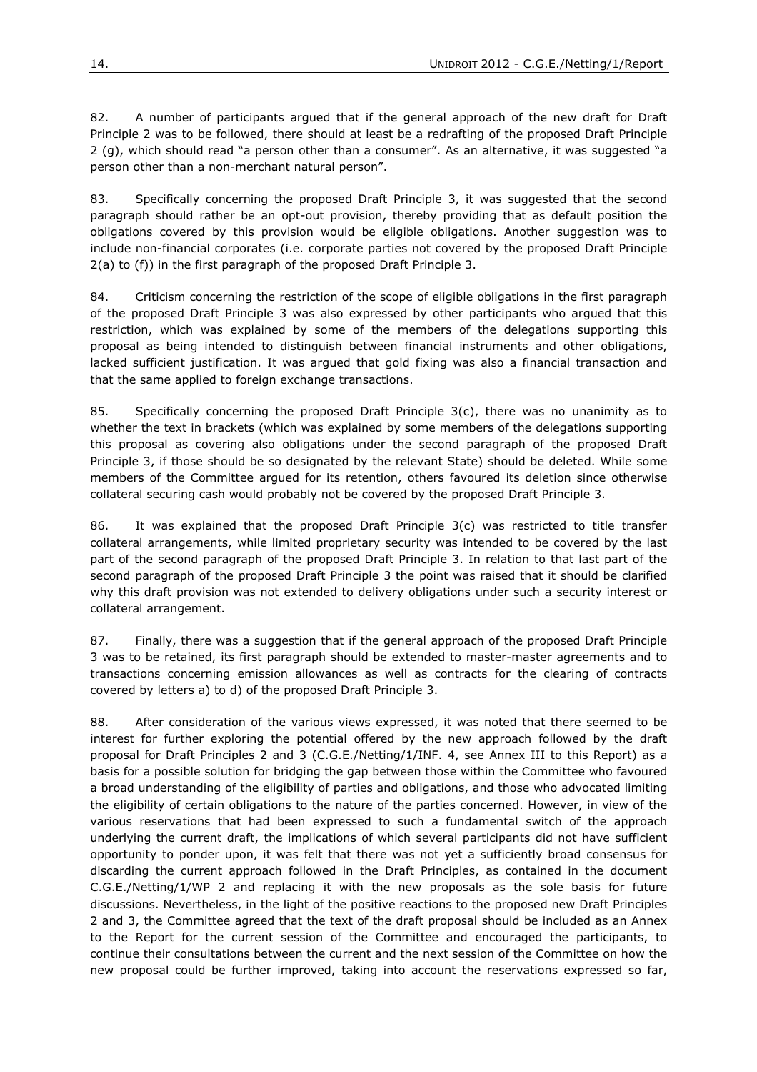82. A number of participants argued that if the general approach of the new draft for Draft Principle 2 was to be followed, there should at least be a redrafting of the proposed Draft Principle 2 (g), which should read "a person other than a consumer". As an alternative, it was suggested "a person other than a non-merchant natural person".

83. Specifically concerning the proposed Draft Principle 3, it was suggested that the second paragraph should rather be an opt-out provision, thereby providing that as default position the obligations covered by this provision would be eligible obligations. Another suggestion was to include non-financial corporates (i.e. corporate parties not covered by the proposed Draft Principle 2(a) to (f)) in the first paragraph of the proposed Draft Principle 3.

84. Criticism concerning the restriction of the scope of eligible obligations in the first paragraph of the proposed Draft Principle 3 was also expressed by other participants who argued that this restriction, which was explained by some of the members of the delegations supporting this proposal as being intended to distinguish between financial instruments and other obligations, lacked sufficient justification. It was argued that gold fixing was also a financial transaction and that the same applied to foreign exchange transactions.

85. Specifically concerning the proposed Draft Principle 3(c), there was no unanimity as to whether the text in brackets (which was explained by some members of the delegations supporting this proposal as covering also obligations under the second paragraph of the proposed Draft Principle 3, if those should be so designated by the relevant State) should be deleted. While some members of the Committee argued for its retention, others favoured its deletion since otherwise collateral securing cash would probably not be covered by the proposed Draft Principle 3.

86. It was explained that the proposed Draft Principle 3(c) was restricted to title transfer collateral arrangements, while limited proprietary security was intended to be covered by the last part of the second paragraph of the proposed Draft Principle 3. In relation to that last part of the second paragraph of the proposed Draft Principle 3 the point was raised that it should be clarified why this draft provision was not extended to delivery obligations under such a security interest or collateral arrangement.

87. Finally, there was a suggestion that if the general approach of the proposed Draft Principle 3 was to be retained, its first paragraph should be extended to master-master agreements and to transactions concerning emission allowances as well as contracts for the clearing of contracts covered by letters a) to d) of the proposed Draft Principle 3.

88. After consideration of the various views expressed, it was noted that there seemed to be interest for further exploring the potential offered by the new approach followed by the draft proposal for Draft Principles 2 and 3 (C.G.E./Netting/1/INF. 4, see Annex III to this Report) as a basis for a possible solution for bridging the gap between those within the Committee who favoured a broad understanding of the eligibility of parties and obligations, and those who advocated limiting the eligibility of certain obligations to the nature of the parties concerned. However, in view of the various reservations that had been expressed to such a fundamental switch of the approach underlying the current draft, the implications of which several participants did not have sufficient opportunity to ponder upon, it was felt that there was not yet a sufficiently broad consensus for discarding the current approach followed in the Draft Principles, as contained in the document C.G.E./Netting/1/WP 2 and replacing it with the new proposals as the sole basis for future discussions. Nevertheless, in the light of the positive reactions to the proposed new Draft Principles 2 and 3, the Committee agreed that the text of the draft proposal should be included as an Annex to the Report for the current session of the Committee and encouraged the participants, to continue their consultations between the current and the next session of the Committee on how the new proposal could be further improved, taking into account the reservations expressed so far,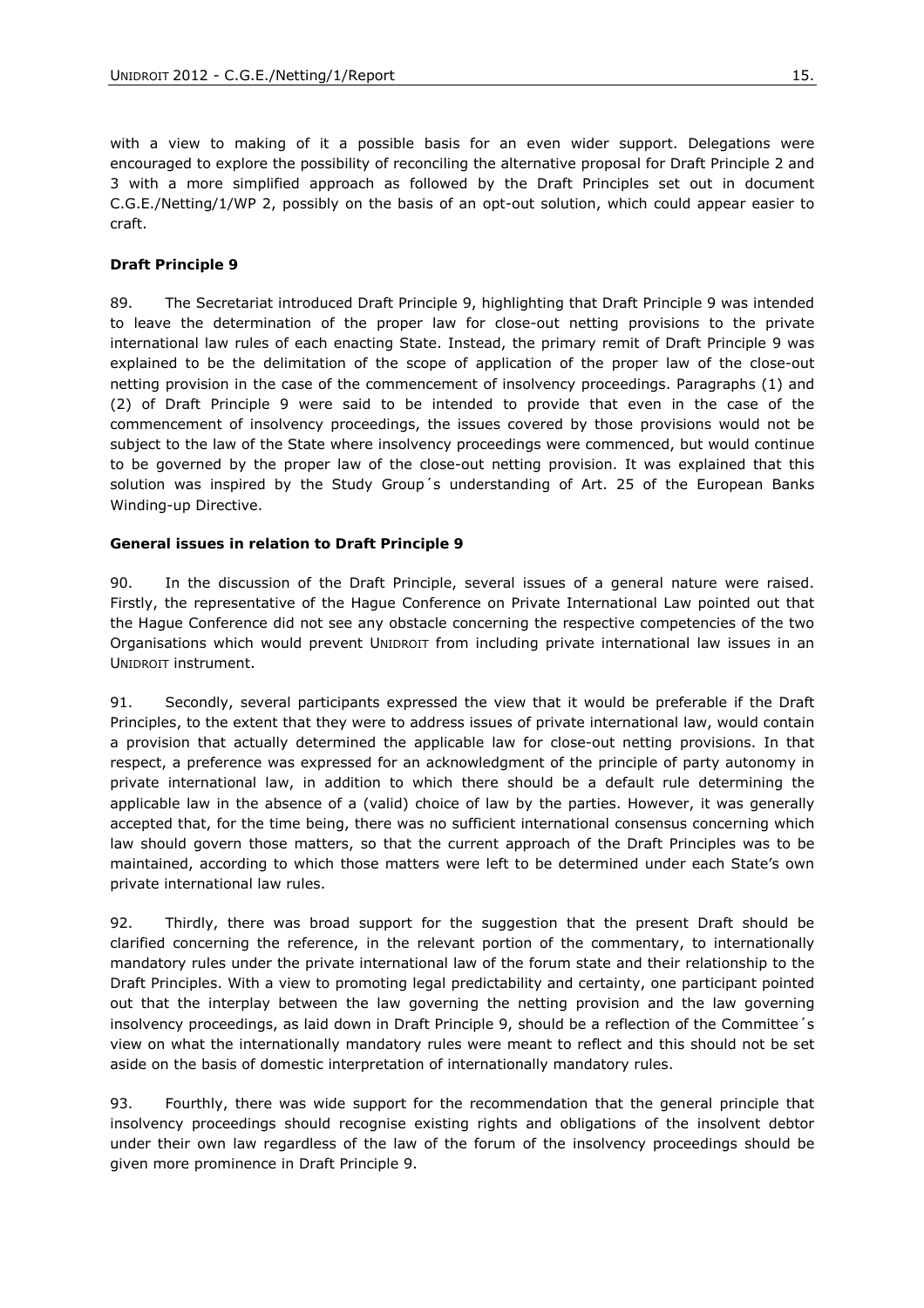with a view to making of it a possible basis for an even wider support. Delegations were encouraged to explore the possibility of reconciling the alternative proposal for Draft Principle 2 and 3 with a more simplified approach as followed by the Draft Principles set out in document C.G.E./Netting/1/WP 2, possibly on the basis of an opt-out solution, which could appear easier to craft.

**Draft Principle 9**

89. The Secretariat introduced Draft Principle 9, highlighting that Draft Principle 9 was intended to leave the determination of the proper law for close-out netting provisions to the private international law rules of each enacting State. Instead, the primary remit of Draft Principle 9 was explained to be the delimitation of the scope of application of the proper law of the close-out netting provision in the case of the commencement of insolvency proceedings. Paragraphs (1) and (2) of Draft Principle 9 were said to be intended to provide that even in the case of the commencement of insolvency proceedings, the issues covered by those provisions would not be subject to the law of the State where insolvency proceedings were commenced, but would continue to be governed by the proper law of the close-out netting provision. It was explained that this solution was inspired by the Study Group´s understanding of Art. 25 of the European Banks Winding-up Directive.

**General issues in relation to Draft Principle 9**

90. In the discussion of the Draft Principle, several issues of a general nature were raised. Firstly, the representative of the Hague Conference on Private International Law pointed out that the Hague Conference did not see any obstacle concerning the respective competencies of the two Organisations which would prevent UNIDROIT from including private international law issues in an UNIDROIT instrument.

91. Secondly, several participants expressed the view that it would be preferable if the Draft Principles, to the extent that they were to address issues of private international law, would contain a provision that actually determined the applicable law for close-out netting provisions. In that respect, a preference was expressed for an acknowledgment of the principle of party autonomy in private international law, in addition to which there should be a default rule determining the applicable law in the absence of a (valid) choice of law by the parties. However, it was generally accepted that, for the time being, there was no sufficient international consensus concerning which law should govern those matters, so that the current approach of the Draft Principles was to be maintained, according to which those matters were left to be determined under each State's own private international law rules.

92. Thirdly, there was broad support for the suggestion that the present Draft should be clarified concerning the reference, in the relevant portion of the commentary, to internationally mandatory rules under the private international law of the forum state and their relationship to the Draft Principles. With a view to promoting legal predictability and certainty, one participant pointed out that the interplay between the law governing the netting provision and the law governing insolvency proceedings, as laid down in Draft Principle 9, should be a reflection of the Committee´s view on what the internationally mandatory rules were meant to reflect and this should not be set aside on the basis of domestic interpretation of internationally mandatory rules.

93. Fourthly, there was wide support for the recommendation that the general principle that insolvency proceedings should recognise existing rights and obligations of the insolvent debtor under their own law regardless of the law of the forum of the insolvency proceedings should be given more prominence in Draft Principle 9.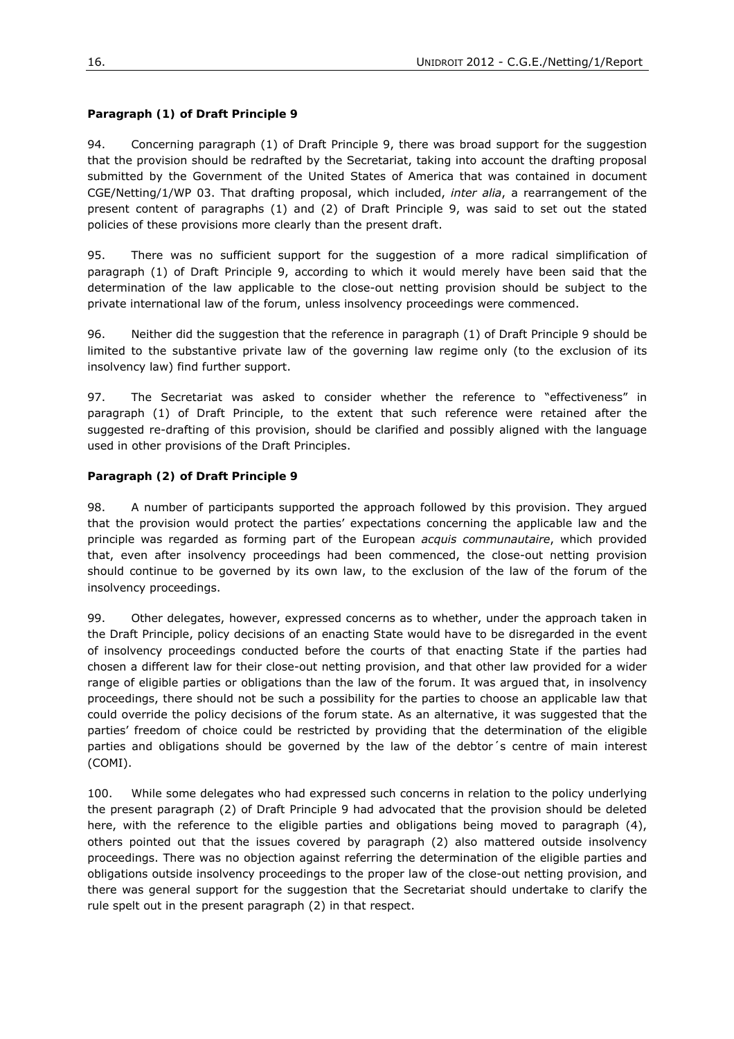**Paragraph (1) of Draft Principle 9**

94. Concerning paragraph (1) of Draft Principle 9, there was broad support for the suggestion that the provision should be redrafted by the Secretariat, taking into account the drafting proposal submitted by the Government of the United States of America that was contained in document CGE/Netting/1/WP 03. That drafting proposal, which included, *inter alia*, a rearrangement of the present content of paragraphs (1) and (2) of Draft Principle 9, was said to set out the stated policies of these provisions more clearly than the present draft.

95. There was no sufficient support for the suggestion of a more radical simplification of paragraph (1) of Draft Principle 9, according to which it would merely have been said that the determination of the law applicable to the close-out netting provision should be subject to the private international law of the forum, unless insolvency proceedings were commenced.

96. Neither did the suggestion that the reference in paragraph (1) of Draft Principle 9 should be limited to the substantive private law of the governing law regime only (to the exclusion of its insolvency law) find further support.

97. The Secretariat was asked to consider whether the reference to "effectiveness" in paragraph (1) of Draft Principle, to the extent that such reference were retained after the suggested re-drafting of this provision, should be clarified and possibly aligned with the language used in other provisions of the Draft Principles.

**Paragraph (2) of Draft Principle 9**

98. A number of participants supported the approach followed by this provision. They argued that the provision would protect the parties' expectations concerning the applicable law and the principle was regarded as forming part of the European *acquis communautaire*, which provided that, even after insolvency proceedings had been commenced, the close-out netting provision should continue to be governed by its own law, to the exclusion of the law of the forum of the insolvency proceedings.

99. Other delegates, however, expressed concerns as to whether, under the approach taken in the Draft Principle, policy decisions of an enacting State would have to be disregarded in the event of insolvency proceedings conducted before the courts of that enacting State if the parties had chosen a different law for their close-out netting provision, and that other law provided for a wider range of eligible parties or obligations than the law of the forum. It was argued that, in insolvency proceedings, there should not be such a possibility for the parties to choose an applicable law that could override the policy decisions of the forum state. As an alternative, it was suggested that the parties' freedom of choice could be restricted by providing that the determination of the eligible parties and obligations should be governed by the law of the debtor´s centre of main interest (COMI).

100. While some delegates who had expressed such concerns in relation to the policy underlying the present paragraph (2) of Draft Principle 9 had advocated that the provision should be deleted here, with the reference to the eligible parties and obligations being moved to paragraph (4), others pointed out that the issues covered by paragraph (2) also mattered outside insolvency proceedings. There was no objection against referring the determination of the eligible parties and obligations outside insolvency proceedings to the proper law of the close-out netting provision, and there was general support for the suggestion that the Secretariat should undertake to clarify the rule spelt out in the present paragraph (2) in that respect.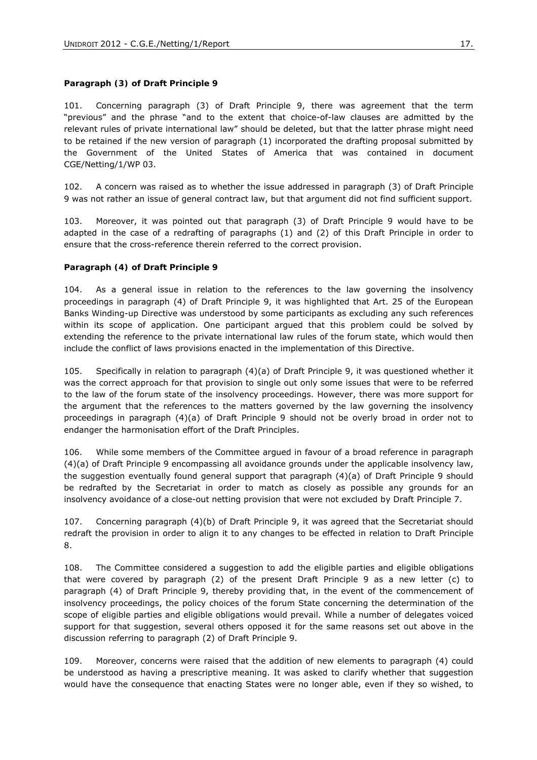**Paragraph (3) of Draft Principle 9**

101. Concerning paragraph (3) of Draft Principle 9, there was agreement that the term "previous" and the phrase "and to the extent that choice-of-law clauses are admitted by the relevant rules of private international law" should be deleted, but that the latter phrase might need to be retained if the new version of paragraph (1) incorporated the drafting proposal submitted by the Government of the United States of America that was contained in document CGE/Netting/1/WP 03.

102. A concern was raised as to whether the issue addressed in paragraph (3) of Draft Principle 9 was not rather an issue of general contract law, but that argument did not find sufficient support.

103. Moreover, it was pointed out that paragraph (3) of Draft Principle 9 would have to be adapted in the case of a redrafting of paragraphs (1) and (2) of this Draft Principle in order to ensure that the cross-reference therein referred to the correct provision.

**Paragraph (4) of Draft Principle 9**

104. As a general issue in relation to the references to the law governing the insolvency proceedings in paragraph (4) of Draft Principle 9, it was highlighted that Art. 25 of the European Banks Winding-up Directive was understood by some participants as excluding any such references within its scope of application. One participant argued that this problem could be solved by extending the reference to the private international law rules of the forum state, which would then include the conflict of laws provisions enacted in the implementation of this Directive.

105. Specifically in relation to paragraph (4)(a) of Draft Principle 9, it was questioned whether it was the correct approach for that provision to single out only some issues that were to be referred to the law of the forum state of the insolvency proceedings. However, there was more support for the argument that the references to the matters governed by the law governing the insolvency proceedings in paragraph (4)(a) of Draft Principle 9 should not be overly broad in order not to endanger the harmonisation effort of the Draft Principles.

106. While some members of the Committee argued in favour of a broad reference in paragraph (4)(a) of Draft Principle 9 encompassing all avoidance grounds under the applicable insolvency law, the suggestion eventually found general support that paragraph (4)(a) of Draft Principle 9 should be redrafted by the Secretariat in order to match as closely as possible any grounds for an insolvency avoidance of a close-out netting provision that were not excluded by Draft Principle 7.

107. Concerning paragraph (4)(b) of Draft Principle 9, it was agreed that the Secretariat should redraft the provision in order to align it to any changes to be effected in relation to Draft Principle 8.

108. The Committee considered a suggestion to add the eligible parties and eligible obligations that were covered by paragraph (2) of the present Draft Principle 9 as a new letter (c) to paragraph (4) of Draft Principle 9, thereby providing that, in the event of the commencement of insolvency proceedings, the policy choices of the forum State concerning the determination of the scope of eligible parties and eligible obligations would prevail. While a number of delegates voiced support for that suggestion, several others opposed it for the same reasons set out above in the discussion referring to paragraph (2) of Draft Principle 9.

109. Moreover, concerns were raised that the addition of new elements to paragraph (4) could be understood as having a prescriptive meaning. It was asked to clarify whether that suggestion would have the consequence that enacting States were no longer able, even if they so wished, to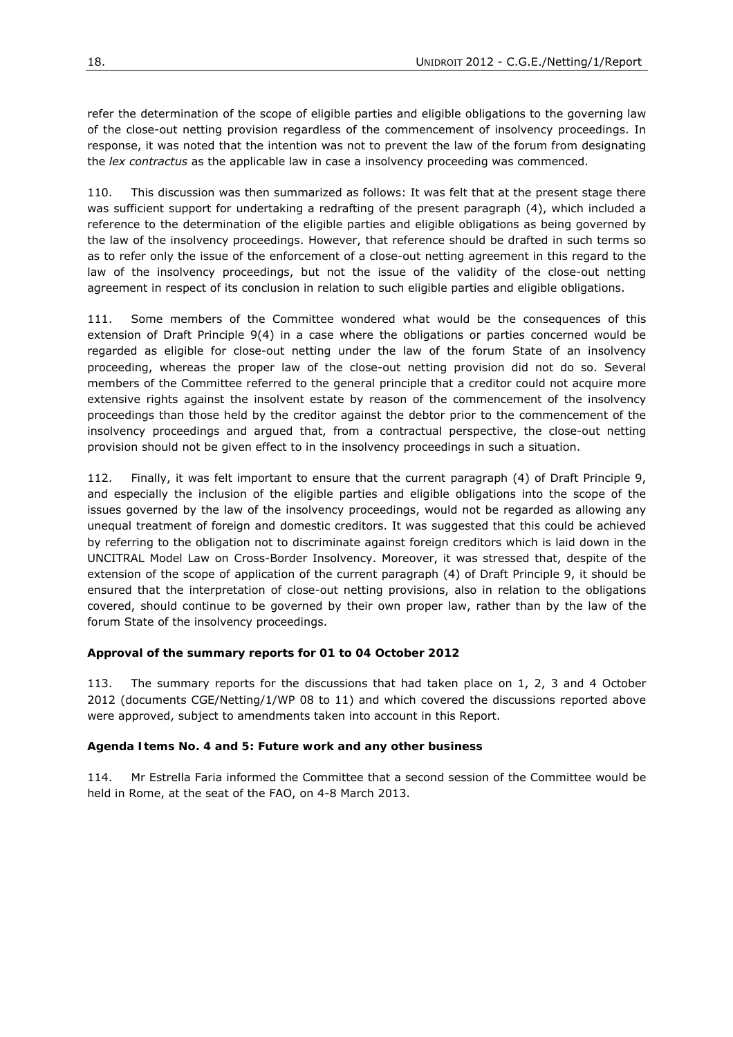refer the determination of the scope of eligible parties and eligible obligations to the governing law of the close-out netting provision regardless of the commencement of insolvency proceedings. In response, it was noted that the intention was not to prevent the law of the forum from designating the *lex contractus* as the applicable law in case a insolvency proceeding was commenced.

110. This discussion was then summarized as follows: It was felt that at the present stage there was sufficient support for undertaking a redrafting of the present paragraph (4), which included a reference to the determination of the eligible parties and eligible obligations as being governed by the law of the insolvency proceedings. However, that reference should be drafted in such terms so as to refer only the issue of the enforcement of a close-out netting agreement in this regard to the law of the insolvency proceedings, but not the issue of the validity of the close-out netting agreement in respect of its conclusion in relation to such eligible parties and eligible obligations.

111. Some members of the Committee wondered what would be the consequences of this extension of Draft Principle 9(4) in a case where the obligations or parties concerned would be regarded as eligible for close-out netting under the law of the forum State of an insolvency proceeding, whereas the proper law of the close-out netting provision did not do so. Several members of the Committee referred to the general principle that a creditor could not acquire more extensive rights against the insolvent estate by reason of the commencement of the insolvency proceedings than those held by the creditor against the debtor prior to the commencement of the insolvency proceedings and argued that, from a contractual perspective, the close-out netting provision should not be given effect to in the insolvency proceedings in such a situation.

112. Finally, it was felt important to ensure that the current paragraph (4) of Draft Principle 9, and especially the inclusion of the eligible parties and eligible obligations into the scope of the issues governed by the law of the insolvency proceedings, would not be regarded as allowing any unequal treatment of foreign and domestic creditors. It was suggested that this could be achieved by referring to the obligation not to discriminate against foreign creditors which is laid down in the UNCITRAL Model Law on Cross-Border Insolvency. Moreover, it was stressed that, despite of the extension of the scope of application of the current paragraph (4) of Draft Principle 9, it should be ensured that the interpretation of close-out netting provisions, also in relation to the obligations covered, should continue to be governed by their own proper law, rather than by the law of the forum State of the insolvency proceedings.

**Approval of the summary reports for 01 to 04 October 2012**

113. The summary reports for the discussions that had taken place on 1, 2, 3 and 4 October 2012 (documents CGE/Netting/1/WP 08 to 11) and which covered the discussions reported above were approved, subject to amendments taken into account in this Report.

**Agenda Items No. 4 and 5: Future work and any other business**

114. Mr Estrella Faria informed the Committee that a second session of the Committee would be held in Rome, at the seat of the FAO, on 4-8 March 2013.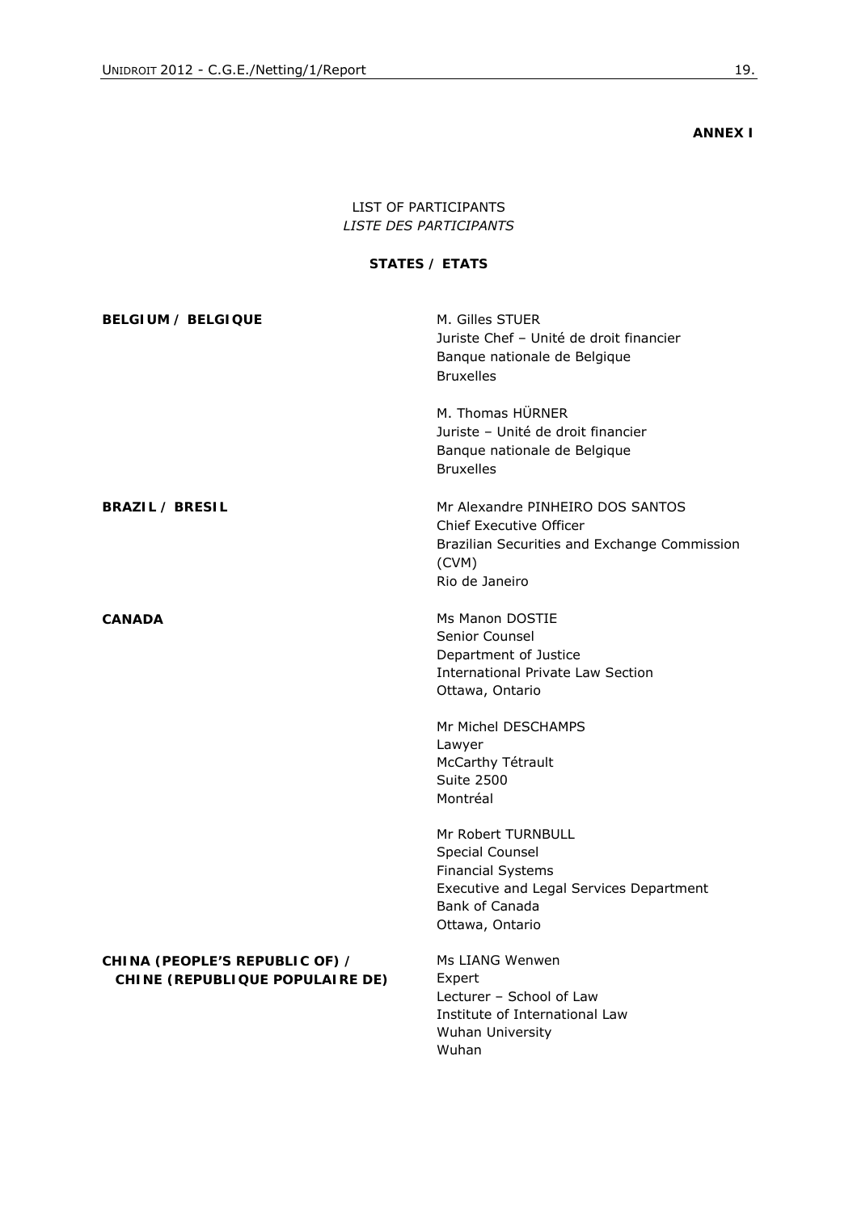**ANNEX I**

LIST OF PARTICIPANTS
*LISTE DES PARTICIPANTS*

**STATES / ETATS**

**BELGIUM / BELGIQUE**

M. Gilles STUER
Juriste Chef – Unité de droit financier
Banque nationale de Belgique
Bruxelles

M. Thomas HÜRNER
Juriste – Unité de droit financier
Banque nationale de Belgique
Bruxelles

**BRAZIL / BRESIL**

Mr Alexandre PINHEIRO DOS SANTOS
Chief Executive Officer
Brazilian Securities and Exchange Commission (CVM)
Rio de Janeiro

**CANADA**

Ms Manon DOSTIE
Senior Counsel
Department of Justice
International Private Law Section
Ottawa, Ontario

Mr Michel DESCHAMPS
Lawyer
McCarthy Tétrault
Suite 2500
Montréal

Mr Robert TURNBULL
Special Counsel
Financial Systems
Executive and Legal Services Department
Bank of Canada
Ottawa, Ontario

**CHINA (PEOPLE'S REPUBLIC OF) / CHINE (REPUBLIQUE POPULAIRE DE)**

Ms LIANG Wenwen
Expert
Lecturer – School of Law
Institute of International Law
Wuhan University
Wuhan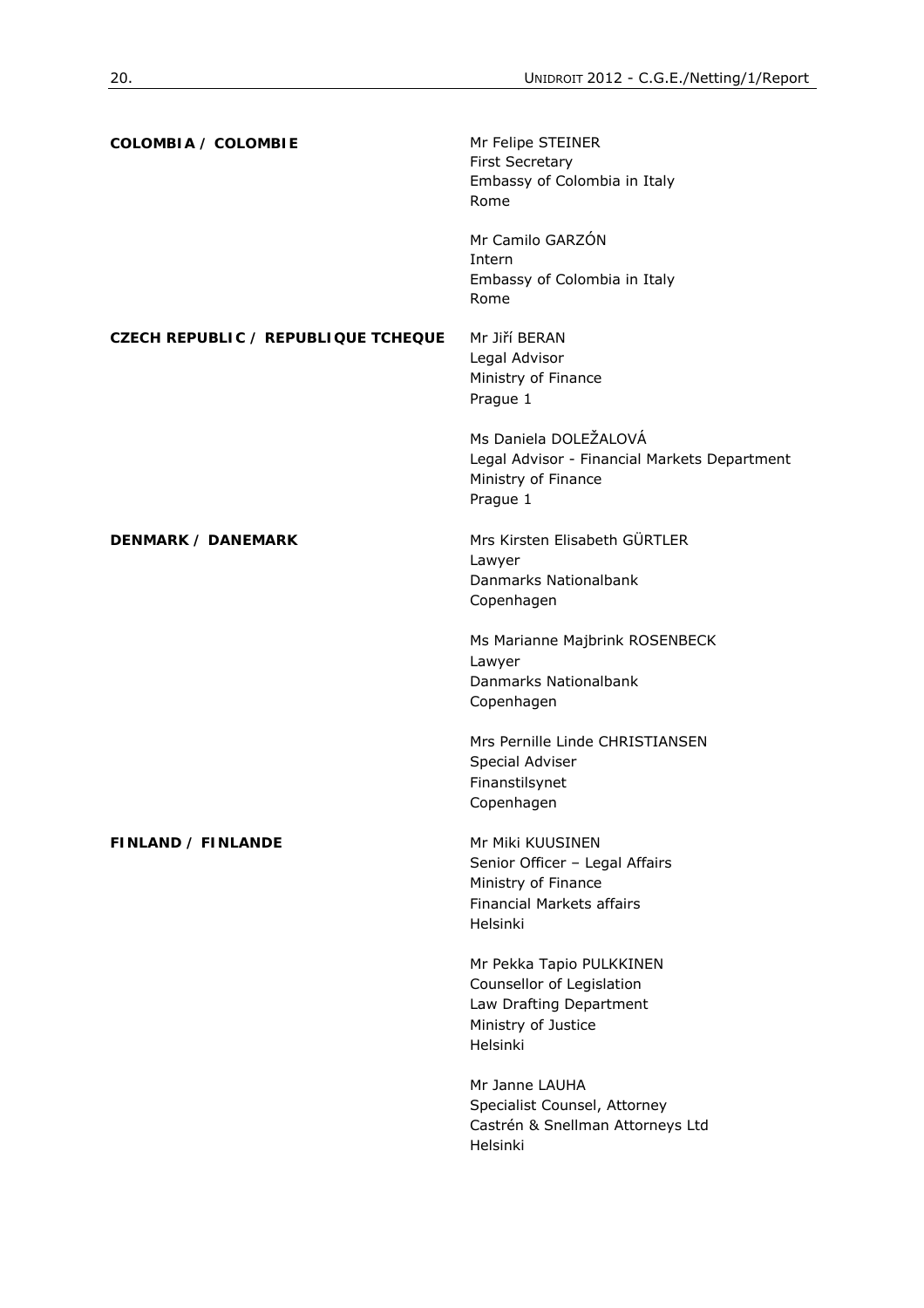**COLOMBIA / COLOMBIE**

Mr Felipe STEINER
First Secretary
Embassy of Colombia in Italy
Rome

Mr Camilo GARZÓN
Intern
Embassy of Colombia in Italy
Rome

**CZECH REPUBLIC / REPUBLIQUE TCHEQUE**

Mr Jiří BERAN
Legal Advisor
Ministry of Finance
Prague 1

Ms Daniela DOLEŽALOVÁ
Legal Advisor - Financial Markets Department
Ministry of Finance
Prague 1

**DENMARK / DANEMARK**

Mrs Kirsten Elisabeth GÜRTLER
Lawyer
Danmarks Nationalbank
Copenhagen

Ms Marianne Majbrink ROSENBECK
Lawyer
Danmarks Nationalbank
Copenhagen

Mrs Pernille Linde CHRISTIANSEN
Special Adviser
Finanstilsynet
Copenhagen

**FINLAND / FINLANDE**

Mr Miki KUUSINEN
Senior Officer – Legal Affairs
Ministry of Finance
Financial Markets affairs
Helsinki

Mr Pekka Tapio PULKKINEN
Counsellor of Legislation
Law Drafting Department
Ministry of Justice
Helsinki

Mr Janne LAUHA
Specialist Counsel, Attorney
Castrén & Snellman Attorneys Ltd
Helsinki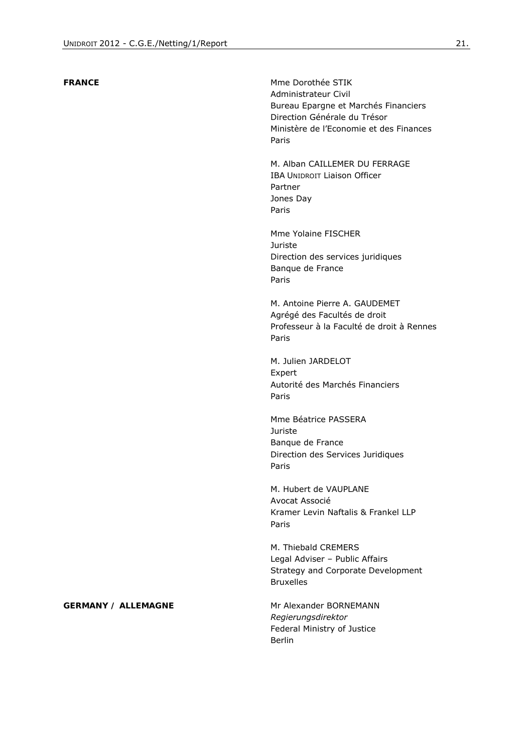**FRANCE**

Mme Dorothée STIK
Administrateur Civil
Bureau Epargne et Marchés Financiers
Direction Générale du Trésor
Ministère de l'Economie et des Finances
Paris

M. Alban CAILLEMER DU FERRAGE
IBA UNIDROIT Liaison Officer
Partner
Jones Day
Paris

Mme Yolaine FISCHER
Juriste
Direction des services juridiques
Banque de France
Paris

M. Antoine Pierre A. GAUDEMET
Agrégé des Facultés de droit
Professeur à la Faculté de droit à Rennes
Paris

M. Julien JARDELOT
Expert
Autorité des Marchés Financiers
Paris

Mme Béatrice PASSERA
Juriste
Banque de France
Direction des Services Juridiques
Paris

M. Hubert de VAUPLANE
Avocat Associé
Kramer Levin Naftalis & Frankel LLP
Paris

M. Thiebald CREMERS
Legal Adviser – Public Affairs
Strategy and Corporate Development
Bruxelles

**GERMANY / ALLEMAGNE**

Mr Alexander BORNEMANN
*Regierungsdirektor*
Federal Ministry of Justice
Berlin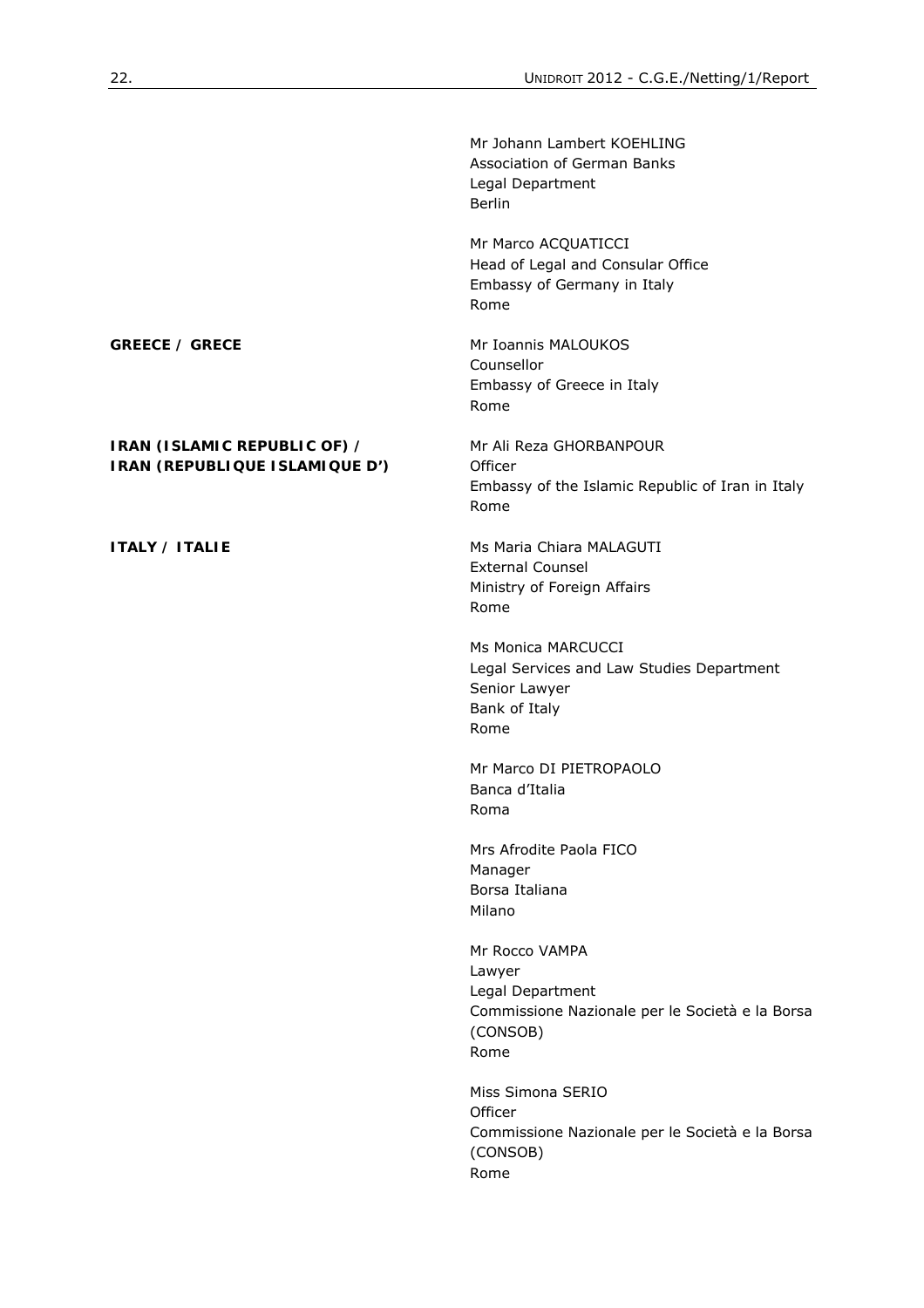Mr Johann Lambert KOEHLING
Association of German Banks
Legal Department
Berlin

Mr Marco ACQUATICCI
Head of Legal and Consular Office
Embassy of Germany in Italy
Rome

**GREECE / GRECE**

Mr Ioannis MALOUKOS
Counsellor
Embassy of Greece in Italy
Rome

**IRAN (ISLAMIC REPUBLIC OF) / IRAN (REPUBLIQUE ISLAMIQUE D')**

Mr Ali Reza GHORBANPOUR
Officer
Embassy of the Islamic Republic of Iran in Italy
Rome

**ITALY / ITALIE**

Ms Maria Chiara MALAGUTI
External Counsel
Ministry of Foreign Affairs
Rome

Ms Monica MARCUCCI
Legal Services and Law Studies Department
Senior Lawyer
Bank of Italy
Rome

Mr Marco DI PIETROPAOLO
Banca d'Italia
Roma

Mrs Afrodite Paola FICO
Manager
Borsa Italiana
Milano

Mr Rocco VAMPA
Lawyer
Legal Department
Commissione Nazionale per le Società e la Borsa (CONSOB)
Rome

Miss Simona SERIO
Officer
Commissione Nazionale per le Società e la Borsa (CONSOB)
Rome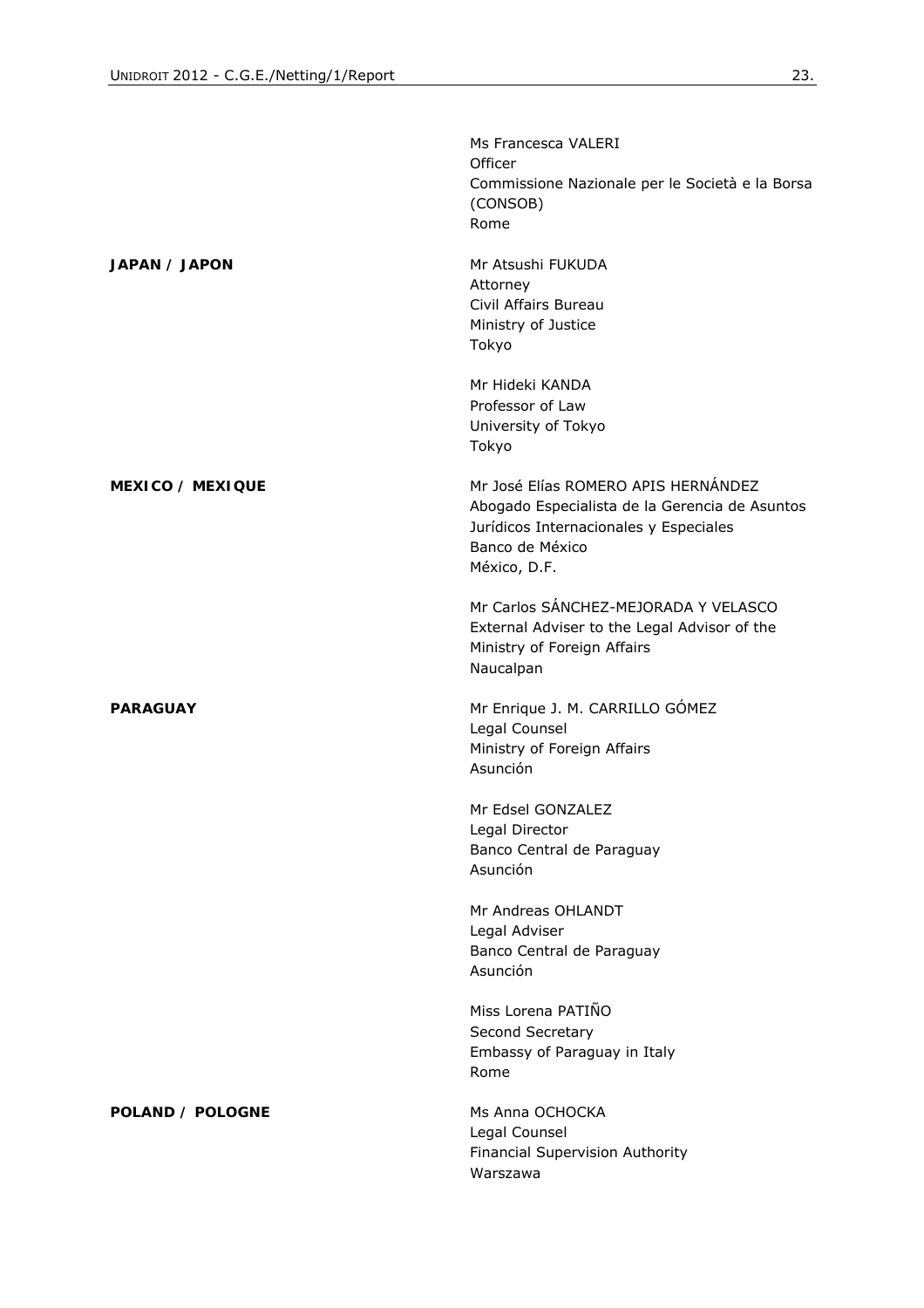| | |
|---|---|
| | Ms Francesca VALERI<br>Officer<br>Commissione Nazionale per le Società e la Borsa (CONSOB)<br>Rome |
| **JAPAN / JAPON** | Mr Atsushi FUKUDA<br>Attorney<br>Civil Affairs Bureau<br>Ministry of Justice<br>Tokyo |
| | Mr Hideki KANDA<br>Professor of Law<br>University of Tokyo<br>Tokyo |
| **MEXICO / MEXIQUE** | Mr José Elías ROMERO APIS HERNÁNDEZ<br>Abogado Especialista de la Gerencia de Asuntos Jurídicos Internacionales y Especiales<br>Banco de México<br>México, D.F. |
| | Mr Carlos SÁNCHEZ-MEJORADA Y VELASCO<br>External Adviser to the Legal Advisor of the Ministry of Foreign Affairs<br>Naucalpan |
| **PARAGUAY** | Mr Enrique J. M. CARRILLO GÓMEZ<br>Legal Counsel<br>Ministry of Foreign Affairs<br>Asunción |
| | Mr Edsel GONZALEZ<br>Legal Director<br>Banco Central de Paraguay<br>Asunción |
| | Mr Andreas OHLANDT<br>Legal Adviser<br>Banco Central de Paraguay<br>Asunción |
| | Miss Lorena PATIÑO<br>Second Secretary<br>Embassy of Paraguay in Italy<br>Rome |
| **POLAND / POLOGNE** | Ms Anna OCHOCKA<br>Legal Counsel<br>Financial Supervision Authority<br>Warszawa |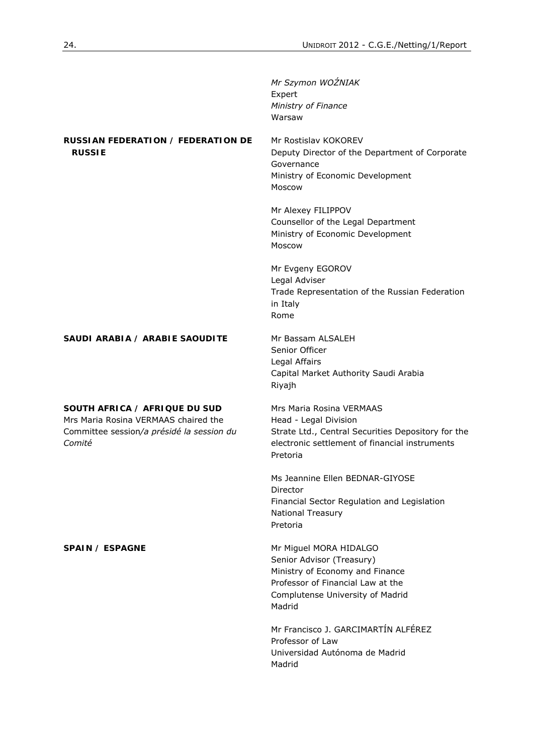*Mr Szymon WOŹNIAK*
Expert
*Ministry of Finance*
Warsaw

**RUSSIAN FEDERATION / FEDERATION DE RUSSIE**

Mr Rostislav KOKOREV
Deputy Director of the Department of Corporate Governance
Ministry of Economic Development
Moscow

Mr Alexey FILIPPOV
Counsellor of the Legal Department
Ministry of Economic Development
Moscow

Mr Evgeny EGOROV
Legal Adviser
Trade Representation of the Russian Federation in Italy
Rome

**SAUDI ARABIA / ARABIE SAOUDITE**

Mr Bassam ALSALEH
Senior Officer
Legal Affairs
Capital Market Authority Saudi Arabia
Riyajh

**SOUTH AFRICA / AFRIQUE DU SUD**
Mrs Maria Rosina VERMAAS chaired the Committee session/*a présidé la session du Comité*

Mrs Maria Rosina VERMAAS
Head - Legal Division
Strate Ltd., Central Securities Depository for the electronic settlement of financial instruments
Pretoria

Ms Jeannine Ellen BEDNAR-GIYOSE
Director
Financial Sector Regulation and Legislation
National Treasury
Pretoria

**SPAIN / ESPAGNE**

Mr Miguel MORA HIDALGO
Senior Advisor (Treasury)
Ministry of Economy and Finance
Professor of Financial Law at the Complutense University of Madrid
Madrid

Mr Francisco J. GARCIMARTÍN ALFÉREZ
Professor of Law
Universidad Autónoma de Madrid
Madrid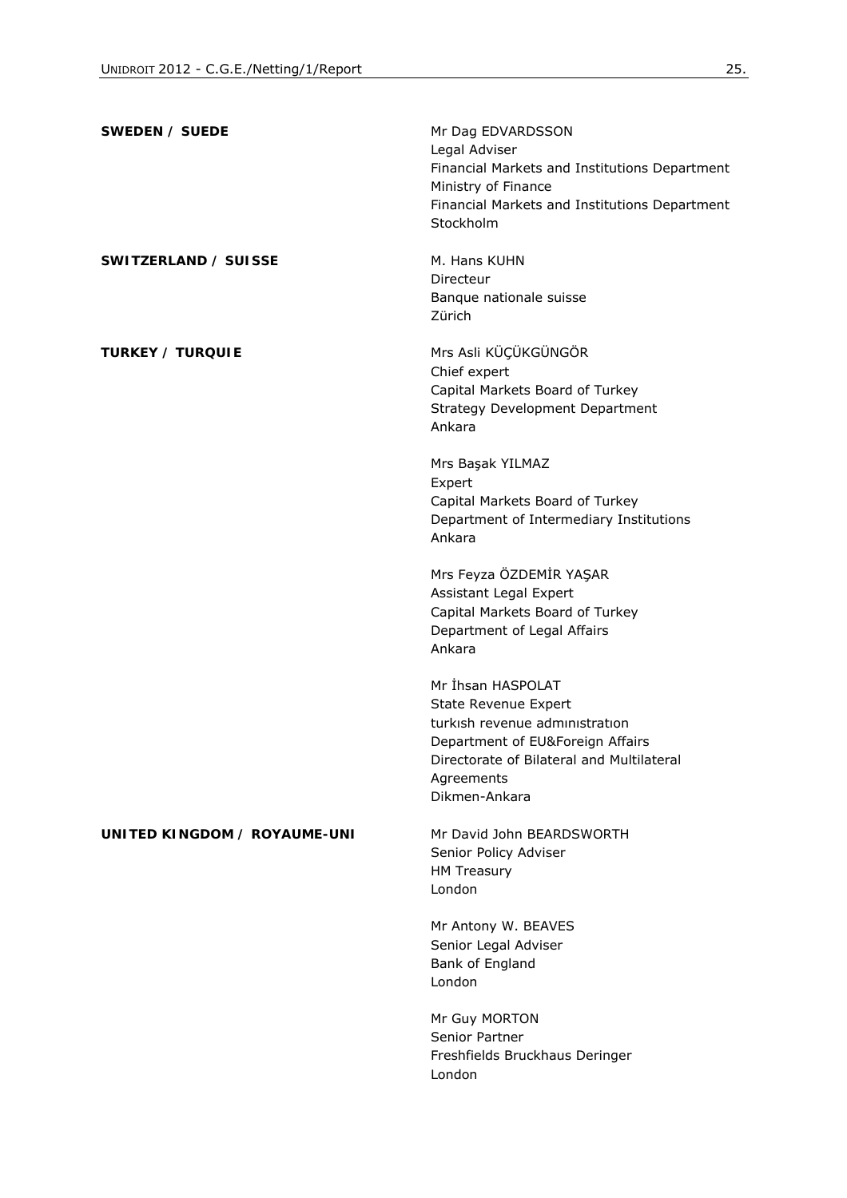**SWEDEN / SUEDE**

Mr Dag EDVARDSSON
Legal Adviser
Financial Markets and Institutions Department
Ministry of Finance
Financial Markets and Institutions Department
Stockholm

**SWITZERLAND / SUISSE**

M. Hans KUHN
Directeur
Banque nationale suisse
Zürich

**TURKEY / TURQUIE**

Mrs Asli KÜÇÜKGÜNGÖR
Chief expert
Capital Markets Board of Turkey
Strategy Development Department
Ankara

Mrs Başak YILMAZ
Expert
Capital Markets Board of Turkey
Department of Intermediary Institutions
Ankara

Mrs Feyza ÖZDEMİR YAŞAR
Assistant Legal Expert
Capital Markets Board of Turkey
Department of Legal Affairs
Ankara

Mr İhsan HASPOLAT
State Revenue Expert
turkısh revenue admınıstratıon
Department of EU&Foreign Affairs
Directorate of Bilateral and Multilateral Agreements
Dikmen-Ankara

**UNITED KINGDOM / ROYAUME-UNI**

Mr David John BEARDSWORTH
Senior Policy Adviser
HM Treasury
London

Mr Antony W. BEAVES
Senior Legal Adviser
Bank of England
London

Mr Guy MORTON
Senior Partner
Freshfields Bruckhaus Deringer
London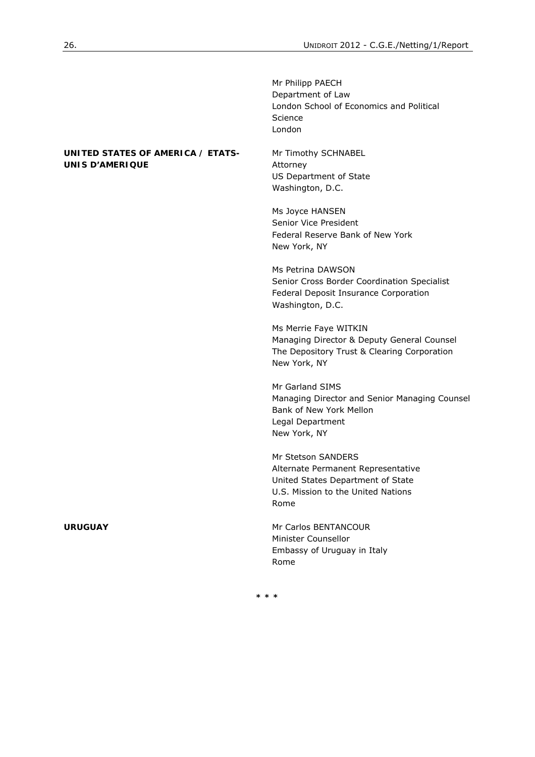Mr Philipp PAECH
Department of Law
London School of Economics and Political Science
London

**UNITED STATES OF AMERICA / ETATS-UNIS D'AMERIQUE**

Mr Timothy SCHNABEL
Attorney
US Department of State
Washington, D.C.

Ms Joyce HANSEN
Senior Vice President
Federal Reserve Bank of New York
New York, NY

Ms Petrina DAWSON
Senior Cross Border Coordination Specialist
Federal Deposit Insurance Corporation
Washington, D.C.

Ms Merrie Faye WITKIN
Managing Director & Deputy General Counsel
The Depository Trust & Clearing Corporation
New York, NY

Mr Garland SIMS
Managing Director and Senior Managing Counsel
Bank of New York Mellon
Legal Department
New York, NY

Mr Stetson SANDERS
Alternate Permanent Representative
United States Department of State
U.S. Mission to the United Nations
Rome

**URUGUAY**

Mr Carlos BENTANCOUR
Minister Counsellor
Embassy of Uruguay in Italy
Rome

\* \* \*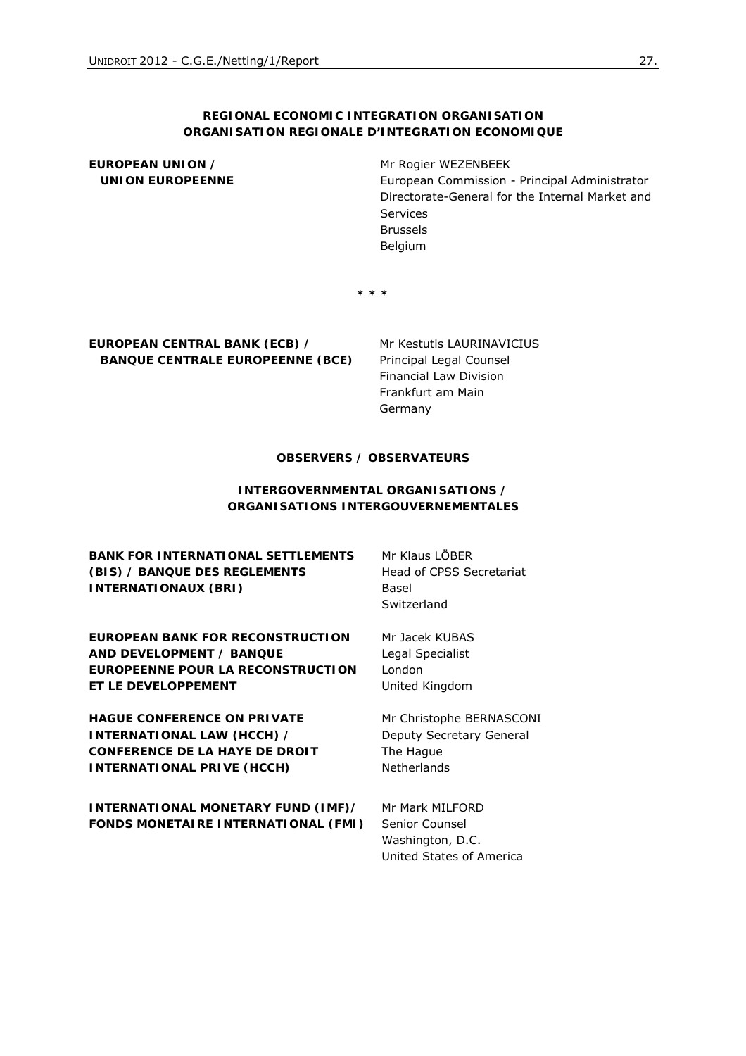**REGIONAL ECONOMIC INTEGRATION ORGANISATION**
**ORGANISATION REGIONALE D'INTEGRATION ECONOMIQUE**

| | |
|---|---|
| **EUROPEAN UNION / UNION EUROPEENNE** | Mr Rogier WEZENBEEK<br>European Commission - Principal Administrator<br>Directorate-General for the Internal Market and Services<br>Brussels<br>Belgium |

\* \* \*

| | |
|---|---|
| **EUROPEAN CENTRAL BANK (ECB) / BANQUE CENTRALE EUROPEENNE (BCE)** | Mr Kestutis LAURINAVICIUS<br>Principal Legal Counsel<br>Financial Law Division<br>Frankfurt am Main<br>Germany |

**OBSERVERS / OBSERVATEURS**

**INTERGOVERNMENTAL ORGANISATIONS / ORGANISATIONS INTERGOUVERNEMENTALES**

| | |
|---|---|
| **BANK FOR INTERNATIONAL SETTLEMENTS (BIS) / BANQUE DES REGLEMENTS INTERNATIONAUX (BRI)** | Mr Klaus LÖBER<br>Head of CPSS Secretariat<br>Basel<br>Switzerland |
| **EUROPEAN BANK FOR RECONSTRUCTION AND DEVELOPMENT / BANQUE EUROPEENNE POUR LA RECONSTRUCTION ET LE DEVELOPPEMENT** | Mr Jacek KUBAS<br>Legal Specialist<br>London<br>United Kingdom |
| **HAGUE CONFERENCE ON PRIVATE INTERNATIONAL LAW (HCCH) / CONFERENCE DE LA HAYE DE DROIT INTERNATIONAL PRIVE (HCCH)** | Mr Christophe BERNASCONI<br>Deputy Secretary General<br>The Hague<br>Netherlands |
| **INTERNATIONAL MONETARY FUND (IMF)/ FONDS MONETAIRE INTERNATIONAL (FMI)** | Mr Mark MILFORD<br>Senior Counsel<br>Washington, D.C.<br>United States of America |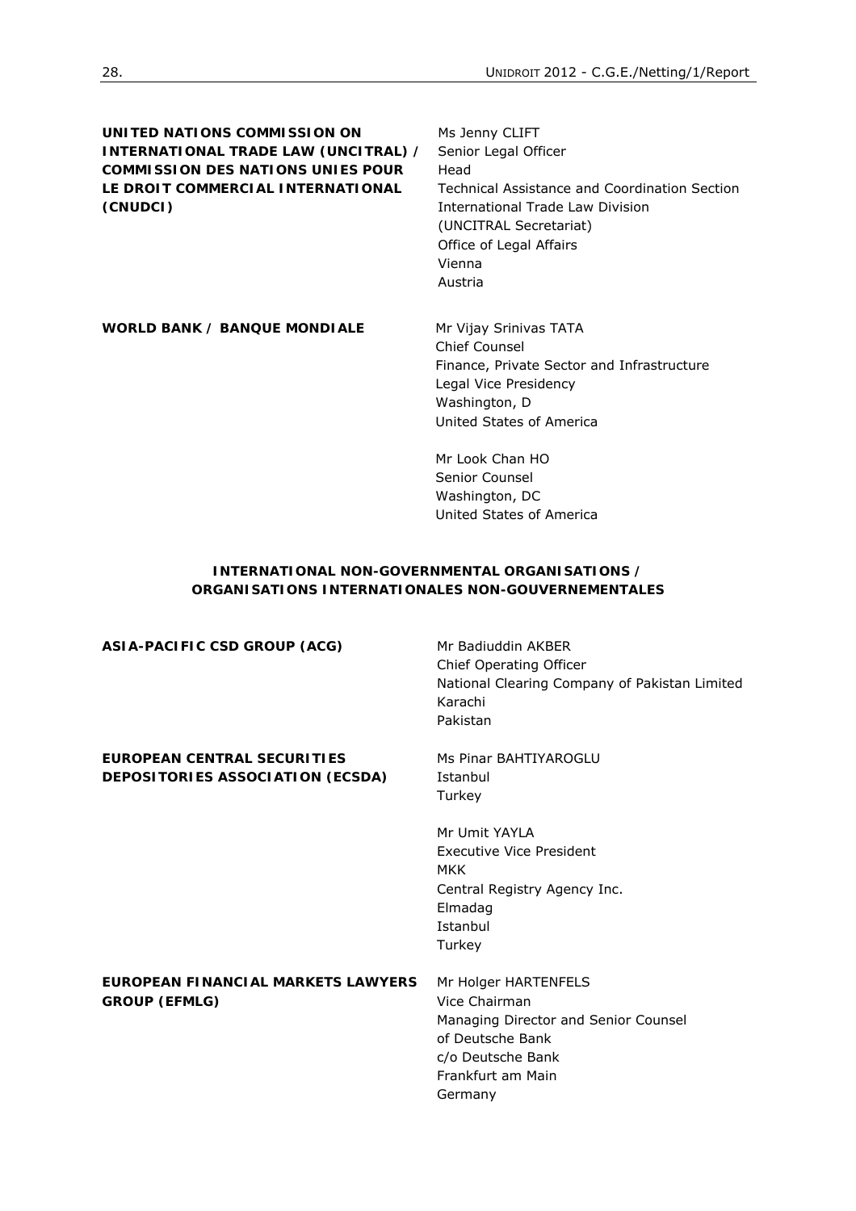| | |
|---|---|
| **UNITED NATIONS COMMISSION ON INTERNATIONAL TRADE LAW (UNCITRAL) / COMMISSION DES NATIONS UNIES POUR LE DROIT COMMERCIAL INTERNATIONAL (CNUDCI)** | Ms Jenny CLIFT<br>Senior Legal Officer<br>Head<br>Technical Assistance and Coordination Section<br>International Trade Law Division<br>(UNCITRAL Secretariat)<br>Office of Legal Affairs<br>Vienna<br>Austria |
| **WORLD BANK / BANQUE MONDIALE** | Mr Vijay Srinivas TATA<br>Chief Counsel<br>Finance, Private Sector and Infrastructure<br>Legal Vice Presidency<br>Washington, D<br>United States of America |
| | Mr Look Chan HO<br>Senior Counsel<br>Washington, DC<br>United States of America |

**INTERNATIONAL NON-GOVERNMENTAL ORGANISATIONS / ORGANISATIONS INTERNATIONALES NON-GOUVERNEMENTALES**

| | |
|---|---|
| **ASIA-PACIFIC CSD GROUP (ACG)** | Mr Badiuddin AKBER<br>Chief Operating Officer<br>National Clearing Company of Pakistan Limited<br>Karachi<br>Pakistan |
| **EUROPEAN CENTRAL SECURITIES DEPOSITORIES ASSOCIATION (ECSDA)** | Ms Pinar BAHTIYAROGLU<br>Istanbul<br>Turkey |
| | Mr Umit YAYLA<br>Executive Vice President<br>MKK<br>Central Registry Agency Inc.<br>Elmadag<br>Istanbul<br>Turkey |
| **EUROPEAN FINANCIAL MARKETS LAWYERS GROUP (EFMLG)** | Mr Holger HARTENFELS<br>Vice Chairman<br>Managing Director and Senior Counsel<br>of Deutsche Bank<br>c/o Deutsche Bank<br>Frankfurt am Main<br>Germany |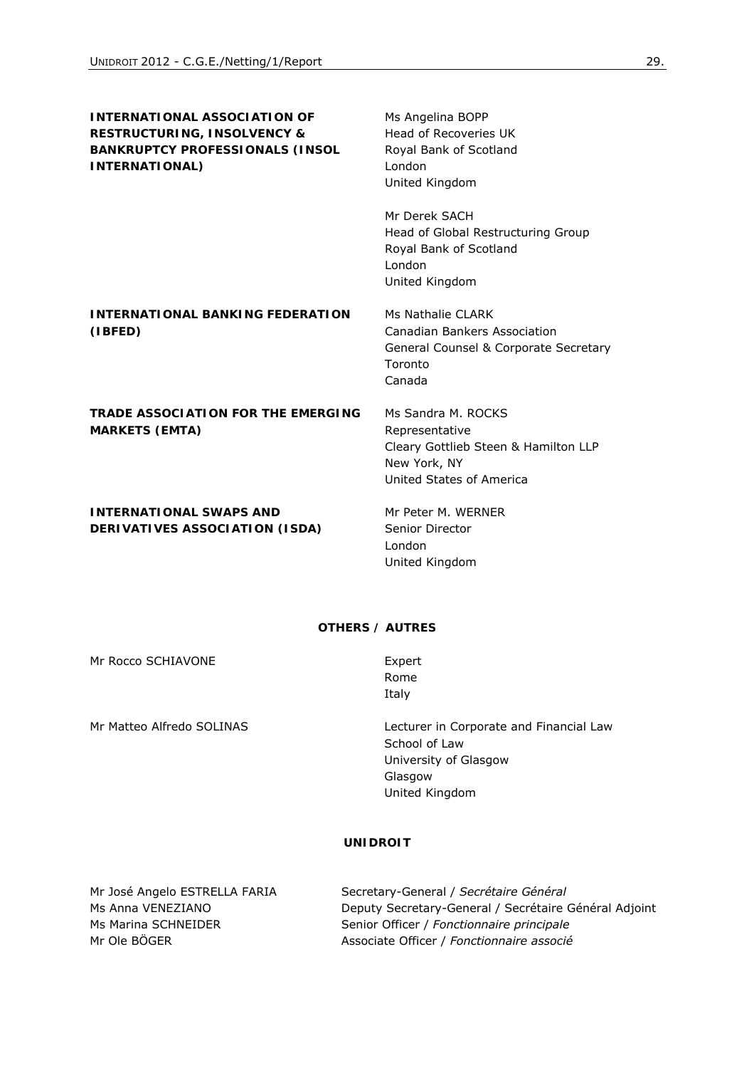| | |
|---|---|
| **INTERNATIONAL ASSOCIATION OF RESTRUCTURING, INSOLVENCY & BANKRUPTCY PROFESSIONALS (INSOL INTERNATIONAL)** | Ms Angelina BOPP<br>Head of Recoveries UK<br>Royal Bank of Scotland<br>London<br>United Kingdom |
| | Mr Derek SACH<br>Head of Global Restructuring Group<br>Royal Bank of Scotland<br>London<br>United Kingdom |
| **INTERNATIONAL BANKING FEDERATION (IBFED)** | Ms Nathalie CLARK<br>Canadian Bankers Association<br>General Counsel & Corporate Secretary<br>Toronto<br>Canada |
| **TRADE ASSOCIATION FOR THE EMERGING MARKETS (EMTA)** | Ms Sandra M. ROCKS<br>Representative<br>Cleary Gottlieb Steen & Hamilton LLP<br>New York, NY<br>United States of America |
| **INTERNATIONAL SWAPS AND DERIVATIVES ASSOCIATION (ISDA)** | Mr Peter M. WERNER<br>Senior Director<br>London<br>United Kingdom |

## OTHERS / AUTRES

| | |
|---|---|
| Mr Rocco SCHIAVONE | Expert<br>Rome<br>Italy |
| Mr Matteo Alfredo SOLINAS | Lecturer in Corporate and Financial Law<br>School of Law<br>University of Glasgow<br>Glasgow<br>United Kingdom |

## UNIDROIT

| | |
|---|---|
| Mr José Angelo ESTRELLA FARIA | Secretary-General / *Secrétaire Général* |
| Ms Anna VENEZIANO | Deputy Secretary-General / Secrétaire Général Adjoint |
| Ms Marina SCHNEIDER | Senior Officer / *Fonctionnaire principale* |
| Mr Ole BÖGER | Associate Officer / *Fonctionnaire associé* |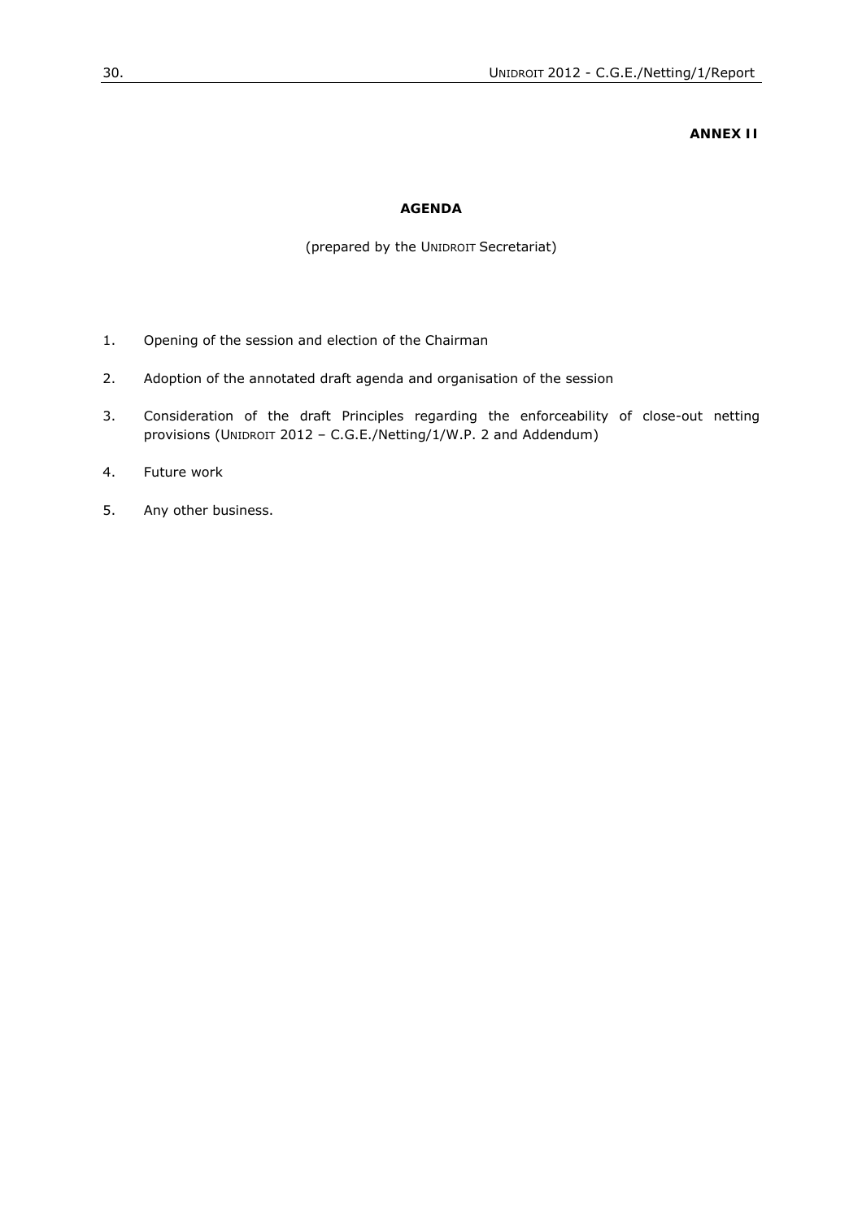**ANNEX II**

**AGENDA**

(prepared by the UNIDROIT Secretariat)

1. Opening of the session and election of the Chairman

2. Adoption of the annotated draft agenda and organisation of the session

3. Consideration of the draft Principles regarding the enforceability of close-out netting provisions (UNIDROIT 2012 – C.G.E./Netting/1/W.P. 2 and Addendum)

4. Future work

5. Any other business.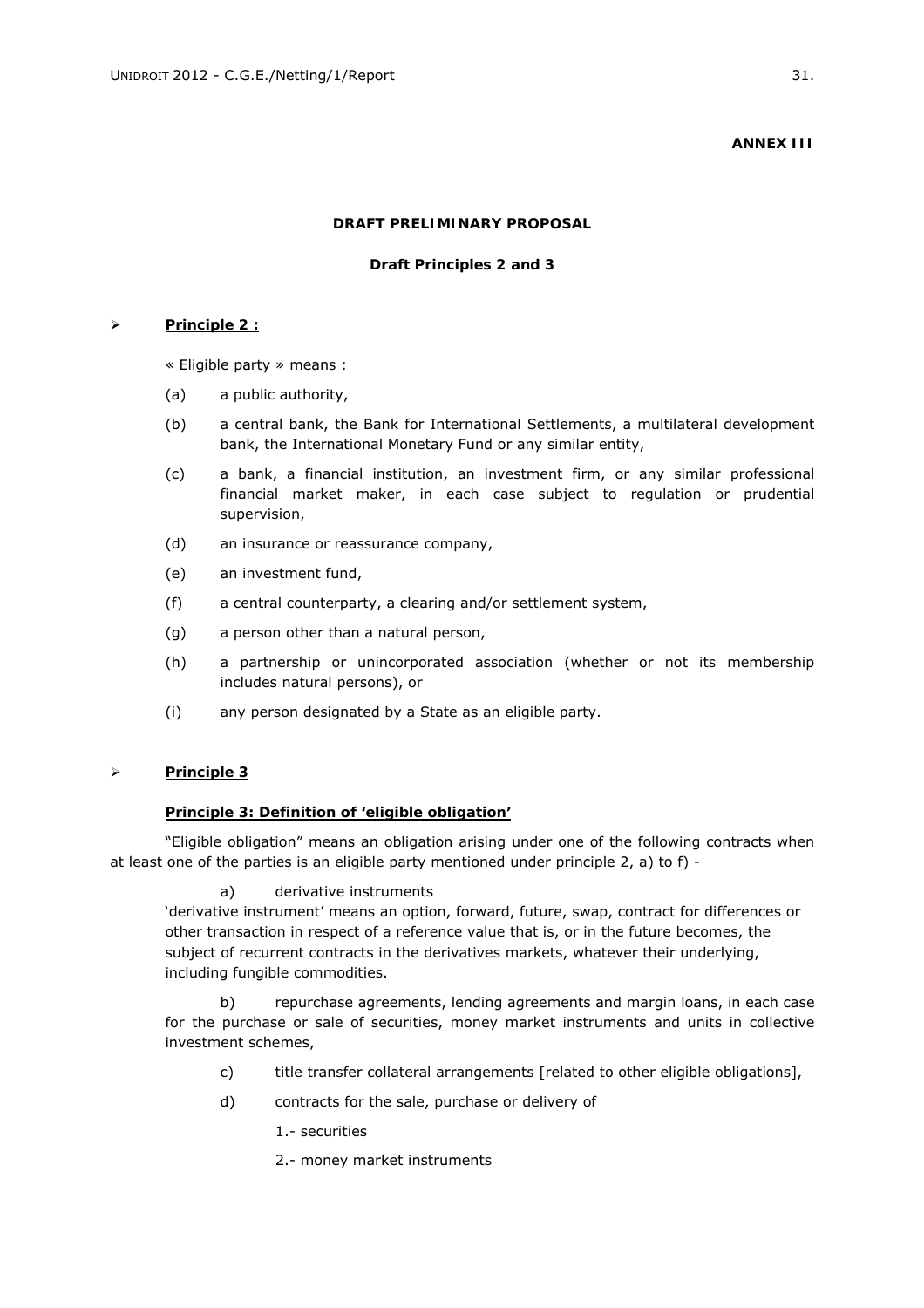**ANNEX III**

**DRAFT PRELIMINARY PROPOSAL**

**Draft Principles 2 and 3**

➢ **<u>Principle 2 :</u>**

« Eligible party » means :

(a) a public authority,

(b) a central bank, the Bank for International Settlements, a multilateral development bank, the International Monetary Fund or any similar entity,

(c) a bank, a financial institution, an investment firm, or any similar professional financial market maker, in each case subject to regulation or prudential supervision,

(d) an insurance or reassurance company,

(e) an investment fund,

(f) a central counterparty, a clearing and/or settlement system,

(g) a person other than a natural person,

(h) a partnership or unincorporated association (whether or not its membership includes natural persons), or

(i) any person designated by a State as an eligible party.

➢ **<u>Principle 3</u>**

**<u>Principle 3: Definition of 'eligible obligation'</u>**

"Eligible obligation" means an obligation arising under one of the following contracts when at least one of the parties is an eligible party mentioned under principle 2, a) to f) -

a) derivative instruments

'derivative instrument' means an option, forward, future, swap, contract for differences or other transaction in respect of a reference value that is, or in the future becomes, the subject of recurrent contracts in the derivatives markets, whatever their underlying, including fungible commodities.

b) repurchase agreements, lending agreements and margin loans, in each case for the purchase or sale of securities, money market instruments and units in collective investment schemes,

c) title transfer collateral arrangements [related to other eligible obligations],

d) contracts for the sale, purchase or delivery of

1.- securities

2.- money market instruments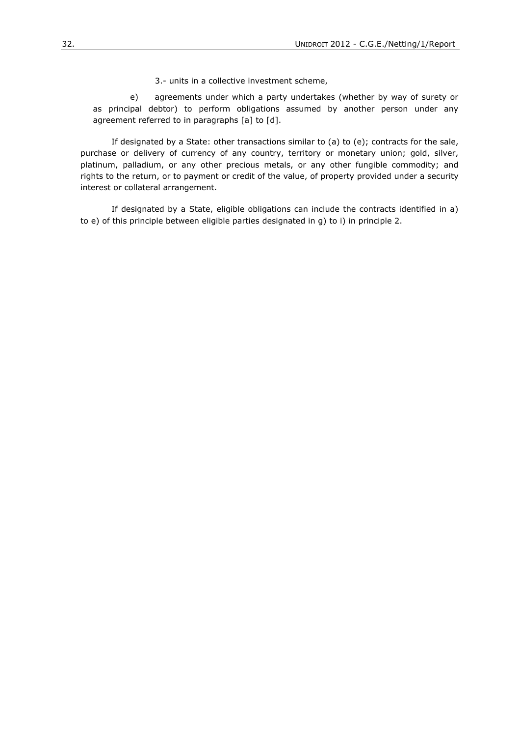3.- units in a collective investment scheme,

e) agreements under which a party undertakes (whether by way of surety or as principal debtor) to perform obligations assumed by another person under any agreement referred to in paragraphs [a] to [d].

If designated by a State: other transactions similar to (a) to (e); contracts for the sale, purchase or delivery of currency of any country, territory or monetary union; gold, silver, platinum, palladium, or any other precious metals, or any other fungible commodity; and rights to the return, or to payment or credit of the value, of property provided under a security interest or collateral arrangement.

If designated by a State, eligible obligations can include the contracts identified in a) to e) of this principle between eligible parties designated in g) to i) in principle 2.